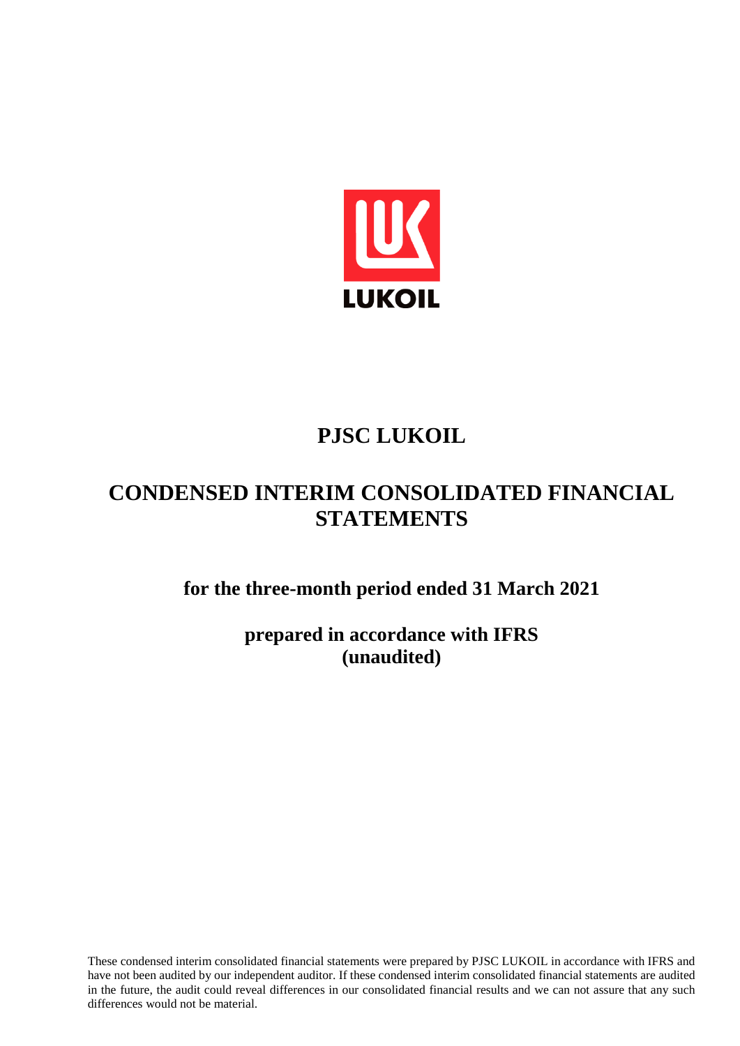LUKOIL

# PJSC LUKOIL

# CONDENSED INTERIM CONSOLIDATED FINANCIAL STATEMENTS

## for the three-month period ended 31 March 2021

## prepared in accordance with IFRS (unaudited)

These condensed interim consolidated financial statements were prepared by PJSC LUKOIL in accordance with IFRS and have not been audited by our independent auditor. If these condensed interim consolidated financial statements are audited in the future, the audit could reveal differences in our consolidated financial results and we can not assure that any such differences would not be material.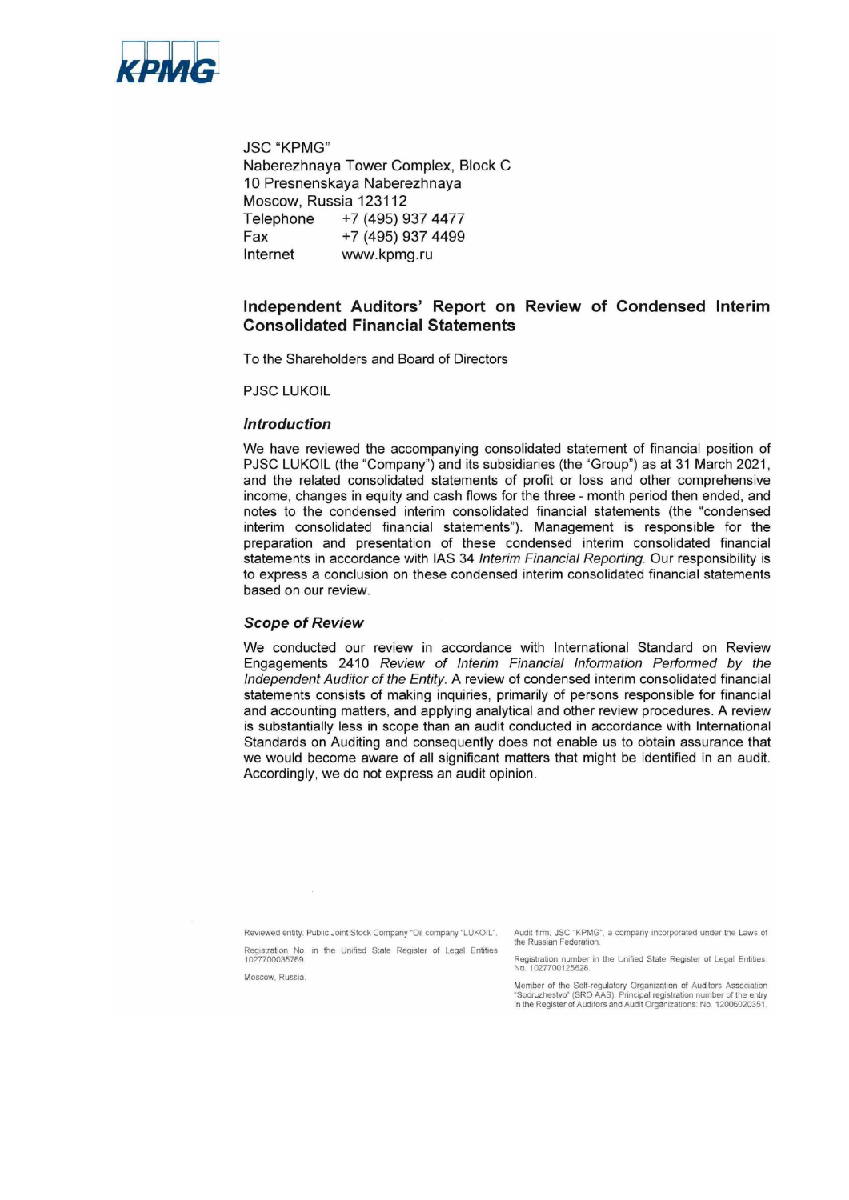KPMG

JSC "KPMG"
Naberezhnaya Tower Complex, Block C
10 Presnenskaya Naberezhnaya
Moscow, Russia 123112
Telephone +7 (495) 937 4477
Fax +7 (495) 937 4499
Internet www.kpmg.ru

## Independent Auditors' Report on Review of Condensed Interim Consolidated Financial Statements

To the Shareholders and Board of Directors

PJSC LUKOIL

### *Introduction*

We have reviewed the accompanying consolidated statement of financial position of PJSC LUKOIL (the "Company") and its subsidiaries (the "Group") as at 31 March 2021, and the related consolidated statements of profit or loss and other comprehensive income, changes in equity and cash flows for the three - month period then ended, and notes to the condensed interim consolidated financial statements (the "condensed interim consolidated financial statements"). Management is responsible for the preparation and presentation of these condensed interim consolidated financial statements in accordance with IAS 34 *Interim Financial Reporting*. Our responsibility is to express a conclusion on these condensed interim consolidated financial statements based on our review.

### *Scope of Review*

We conducted our review in accordance with International Standard on Review Engagements 2410 *Review of Interim Financial Information Performed by the Independent Auditor of the Entity*. A review of condensed interim consolidated financial statements consists of making inquiries, primarily of persons responsible for financial and accounting matters, and applying analytical and other review procedures. A review is substantially less in scope than an audit conducted in accordance with International Standards on Auditing and consequently does not enable us to obtain assurance that we would become aware of all significant matters that might be identified in an audit. Accordingly, we do not express an audit opinion.

Reviewed entity: Public Joint Stock Company "Oil company "LUKOIL".

Registration No. in the Unified State Register of Legal Entities 1027700035769.

Moscow, Russia.

Audit firm: JSC "KPMG", a company incorporated under the Laws of the Russian Federation.

Registration number in the Unified State Register of Legal Entities: No. 1027700125628.

Member of the Self-regulatory Organization of Auditors Association "Sodruzhestvo" (SRO AAS). Principal registration number of the entry in the Register of Auditors and Audit Organizations: No. 12006020351.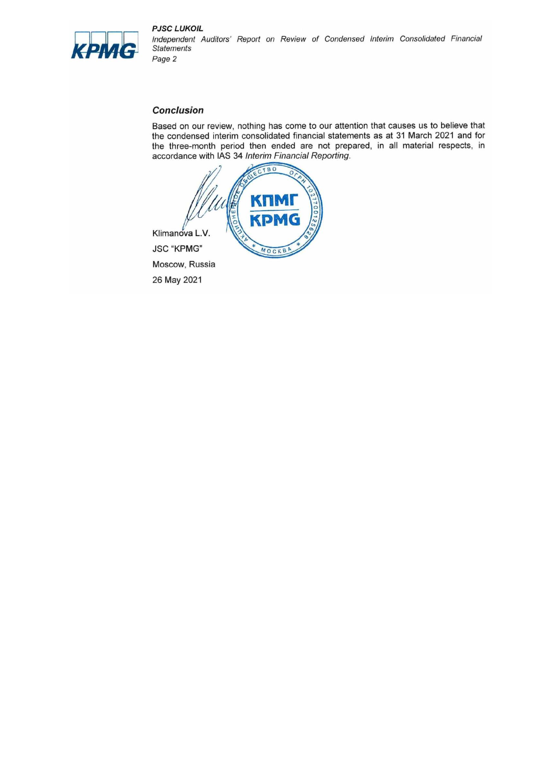### Conclusion

Based on our review, nothing has come to our attention that causes us to believe that the condensed interim consolidated financial statements as at 31 March 2021 and for the three-month period then ended are not prepared, in all material respects, in accordance with IAS 34 *Interim Financial Reporting*.

Klimanova L.V.

JSC "KPMG"

Moscow, Russia

26 May 2021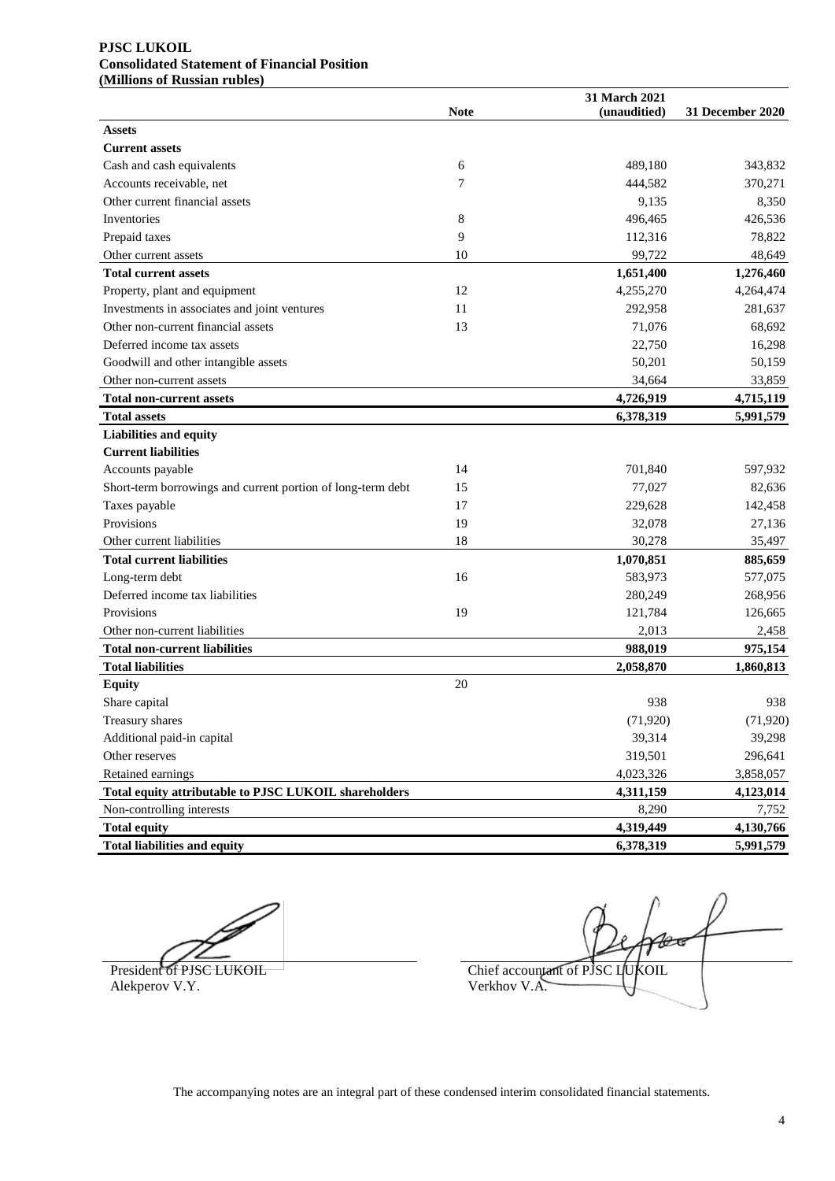**PJSC LUKOIL**
**Consolidated Statement of Financial Position**
**(Millions of Russian rubles)**

| | Note | 31 March 2021 (unaudited) | 31 December 2020 |
|---|---|---|---|
| **Assets** | | | |
| **Current assets** | | | |
| Cash and cash equivalents | 6 | 489,180 | 343,832 |
| Accounts receivable, net | 7 | 444,582 | 370,271 |
| Other current financial assets | | 9,135 | 8,350 |
| Inventories | 8 | 496,465 | 426,536 |
| Prepaid taxes | 9 | 112,316 | 78,822 |
| Other current assets | 10 | 99,722 | 48,649 |
| **Total current assets** | | **1,651,400** | **1,276,460** |
| Property, plant and equipment | 12 | 4,255,270 | 4,264,474 |
| Investments in associates and joint ventures | 11 | 292,958 | 281,637 |
| Other non-current financial assets | 13 | 71,076 | 68,692 |
| Deferred income tax assets | | 22,750 | 16,298 |
| Goodwill and other intangible assets | | 50,201 | 50,159 |
| Other non-current assets | | 34,664 | 33,859 |
| **Total non-current assets** | | **4,726,919** | **4,715,119** |
| **Total assets** | | **6,378,319** | **5,991,579** |
| **Liabilities and equity** | | | |
| **Current liabilities** | | | |
| Accounts payable | 14 | 701,840 | 597,932 |
| Short-term borrowings and current portion of long-term debt | 15 | 77,027 | 82,636 |
| Taxes payable | 17 | 229,628 | 142,458 |
| Provisions | 19 | 32,078 | 27,136 |
| Other current liabilities | 18 | 30,278 | 35,497 |
| **Total current liabilities** | | **1,070,851** | **885,659** |
| Long-term debt | 16 | 583,973 | 577,075 |
| Deferred income tax liabilities | | 280,249 | 268,956 |
| Provisions | 19 | 121,784 | 126,665 |
| Other non-current liabilities | | 2,013 | 2,458 |
| **Total non-current liabilities** | | **988,019** | **975,154** |
| **Total liabilities** | | **2,058,870** | **1,860,813** |
| **Equity** | 20 | | |
| Share capital | | 938 | 938 |
| Treasury shares | | (71,920) | (71,920) |
| Additional paid-in capital | | 39,314 | 39,298 |
| Other reserves | | 319,501 | 296,641 |
| Retained earnings | | 4,023,326 | 3,858,057 |
| **Total equity attributable to PJSC LUKOIL shareholders** | | **4,311,159** | **4,123,014** |
| Non-controlling interests | | 8,290 | 7,752 |
| **Total equity** | | **4,319,449** | **4,130,766** |
| **Total liabilities and equity** | | **6,378,319** | **5,991,579** |

President of PJSC LUKOIL
Alekperov V.Y.

Chief accountant of PJSC LUKOIL
Verkhov V.A.

The accompanying notes are an integral part of these condensed interim consolidated financial statements.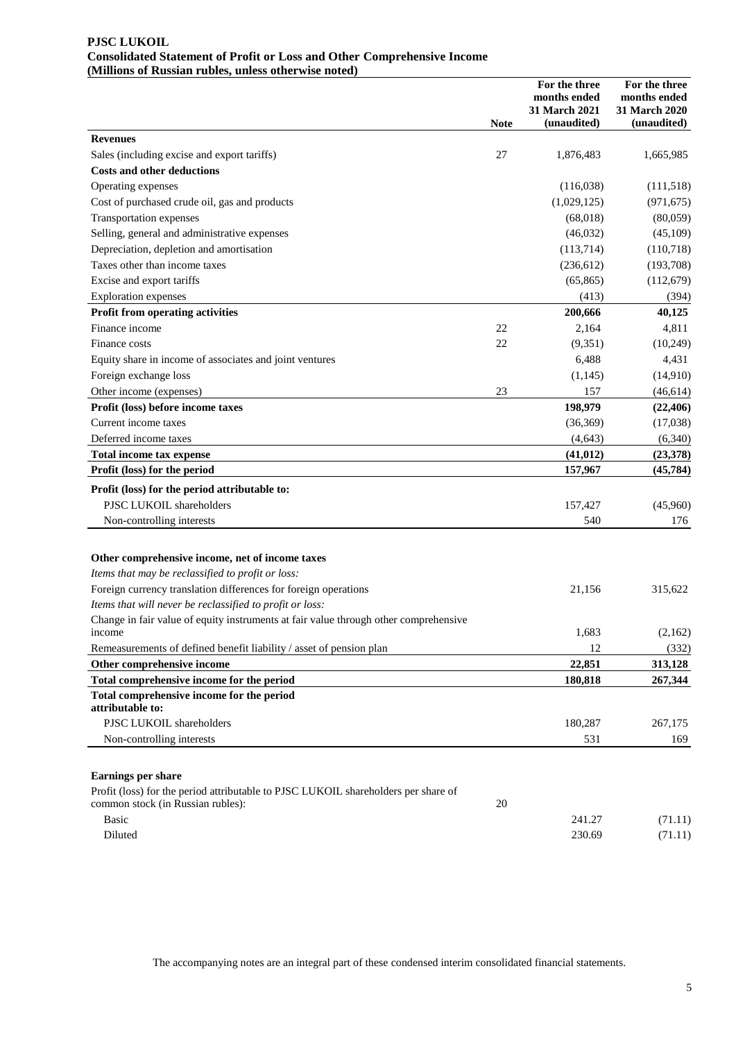**PJSC LUKOIL**
**Consolidated Statement of Profit or Loss and Other Comprehensive Income**
**(Millions of Russian rubles, unless otherwise noted)**

| | Note | For the three months ended 31 March 2021 (unaudited) | For the three months ended 31 March 2020 (unaudited) |
|---|---|---|---|
| **Revenues** | | | |
| Sales (including excise and export tariffs) | 27 | 1,876,483 | 1,665,985 |
| **Costs and other deductions** | | | |
| Operating expenses | | (116,038) | (111,518) |
| Cost of purchased crude oil, gas and products | | (1,029,125) | (971,675) |
| Transportation expenses | | (68,018) | (80,059) |
| Selling, general and administrative expenses | | (46,032) | (45,109) |
| Depreciation, depletion and amortisation | | (113,714) | (110,718) |
| Taxes other than income taxes | | (236,612) | (193,708) |
| Excise and export tariffs | | (65,865) | (112,679) |
| Exploration expenses | | (413) | (394) |
| **Profit from operating activities** | | **200,666** | **40,125** |
| Finance income | 22 | 2,164 | 4,811 |
| Finance costs | 22 | (9,351) | (10,249) |
| Equity share in income of associates and joint ventures | | 6,488 | 4,431 |
| Foreign exchange loss | | (1,145) | (14,910) |
| Other income (expenses) | 23 | 157 | (46,614) |
| **Profit (loss) before income taxes** | | **198,979** | **(22,406)** |
| Current income taxes | | (36,369) | (17,038) |
| Deferred income taxes | | (4,643) | (6,340) |
| **Total income tax expense** | | **(41,012)** | **(23,378)** |
| **Profit (loss) for the period** | | **157,967** | **(45,784)** |
| **Profit (loss) for the period attributable to:** | | | |
| PJSC LUKOIL shareholders | | 157,427 | (45,960) |
| Non-controlling interests | | 540 | 176 |
| | | | |
| **Other comprehensive income, net of income taxes** | | | |
| *Items that may be reclassified to profit or loss:* | | | |
| Foreign currency translation differences for foreign operations | | 21,156 | 315,622 |
| *Items that will never be reclassified to profit or loss:* | | | |
| Change in fair value of equity instruments at fair value through other comprehensive income | | 1,683 | (2,162) |
| Remeasurements of defined benefit liability / asset of pension plan | | 12 | (332) |
| **Other comprehensive income** | | **22,851** | **313,128** |
| **Total comprehensive income for the period** | | **180,818** | **267,344** |
| **Total comprehensive income for the period attributable to:** | | | |
| PJSC LUKOIL shareholders | | 180,287 | 267,175 |
| Non-controlling interests | | 531 | 169 |
| | | | |
| **Earnings per share** | | | |
| Profit (loss) for the period attributable to PJSC LUKOIL shareholders per share of common stock (in Russian rubles): | 20 | | |
| Basic | | 241.27 | (71.11) |
| Diluted | | 230.69 | (71.11) |

The accompanying notes are an integral part of these condensed interim consolidated financial statements.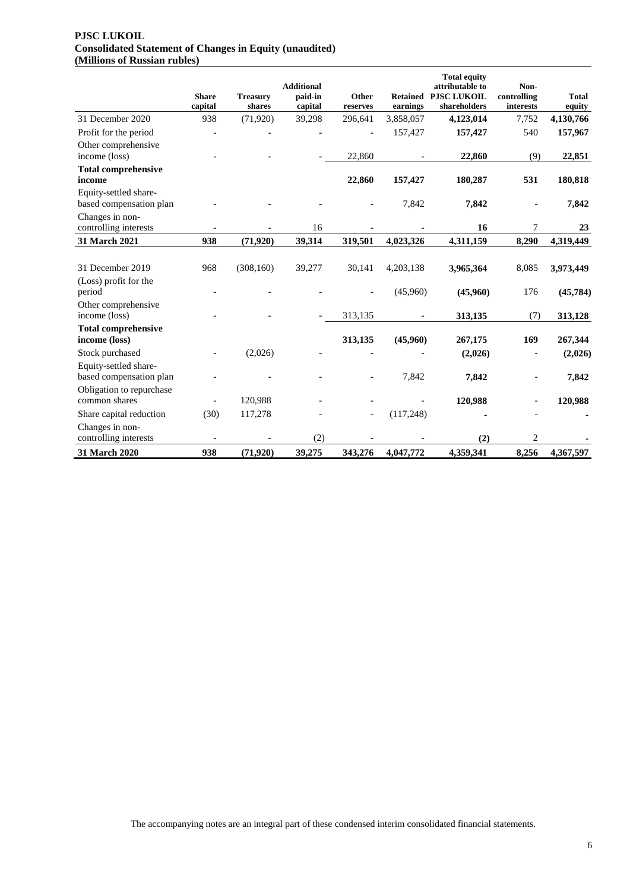**PJSC LUKOIL**
**Consolidated Statement of Changes in Equity (unaudited)**
**(Millions of Russian rubles)**

| | Share capital | Treasury shares | Additional paid-in capital | Other reserves | Retained earnings | Total equity attributable to PJSC LUKOIL shareholders | Non-controlling interests | Total equity |
|---|---|---|---|---|---|---|---|---|
| 31 December 2020 | 938 | (71,920) | 39,298 | 296,641 | 3,858,057 | **4,123,014** | 7,752 | **4,130,766** |
| Profit for the period | - | - | - | - | 157,427 | **157,427** | 540 | **157,967** |
| Other comprehensive income (loss) | - | - | - | 22,860 | - | **22,860** | (9) | **22,851** |
| **Total comprehensive income** | | | | **22,860** | **157,427** | **180,287** | **531** | **180,818** |
| Equity-settled share-based compensation plan | - | - | - | - | 7,842 | **7,842** | - | **7,842** |
| Changes in non-controlling interests | - | - | 16 | - | - | **16** | 7 | **23** |
| **31 March 2021** | **938** | **(71,920)** | **39,314** | **319,501** | **4,023,326** | **4,311,159** | **8,290** | **4,319,449** |
| | | | | | | | | |
| 31 December 2019 | 968 | (308,160) | 39,277 | 30,141 | 4,203,138 | **3,965,364** | 8,085 | **3,973,449** |
| (Loss) profit for the period | - | - | - | - | (45,960) | **(45,960)** | 176 | **(45,784)** |
| Other comprehensive income (loss) | - | - | - | 313,135 | - | **313,135** | (7) | **313,128** |
| **Total comprehensive income (loss)** | | | | **313,135** | **(45,960)** | **267,175** | **169** | **267,344** |
| Stock purchased | - | (2,026) | - | - | - | **(2,026)** | - | **(2,026)** |
| Equity-settled share-based compensation plan | - | - | - | - | 7,842 | **7,842** | - | **7,842** |
| Obligation to repurchase common shares | - | 120,988 | - | - | - | **120,988** | - | **120,988** |
| Share capital reduction | (30) | 117,278 | - | - | (117,248) | **-** | - | **-** |
| Changes in non-controlling interests | - | - | (2) | - | - | **(2)** | 2 | **-** |
| **31 March 2020** | **938** | **(71,920)** | **39,275** | **343,276** | **4,047,772** | **4,359,341** | **8,256** | **4,367,597** |

The accompanying notes are an integral part of these condensed interim consolidated financial statements.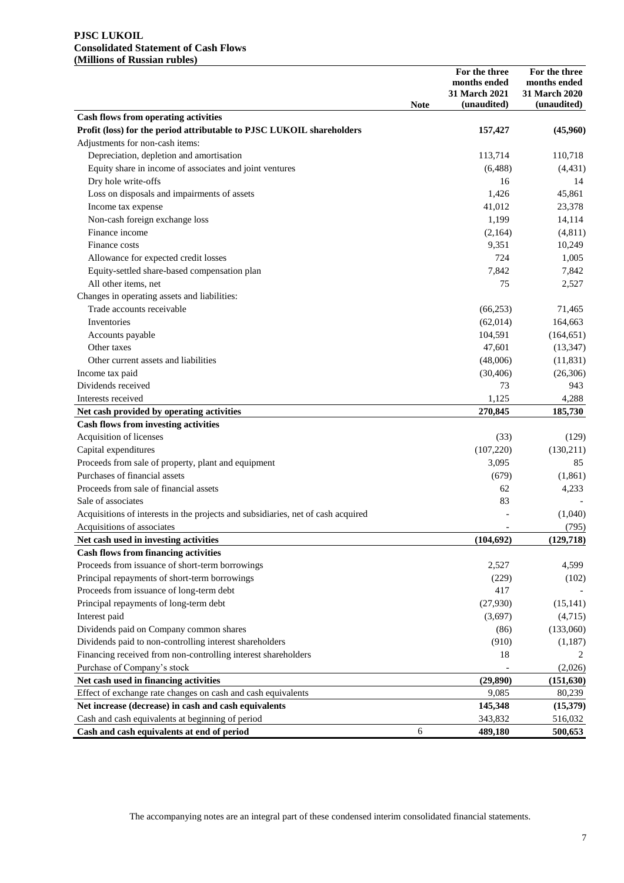**PJSC LUKOIL**
**Consolidated Statement of Cash Flows**
**(Millions of Russian rubles)**

| | Note | For the three months ended 31 March 2021 (unaudited) | For the three months ended 31 March 2020 (unaudited) |
|---|---|---|---|
| **Cash flows from operating activities** | | | |
| **Profit (loss) for the period attributable to PJSC LUKOIL shareholders** | | **157,427** | **(45,960)** |
| Adjustments for non-cash items: | | | |
| Depreciation, depletion and amortisation | | 113,714 | 110,718 |
| Equity share in income of associates and joint ventures | | (6,488) | (4,431) |
| Dry hole write-offs | | 16 | 14 |
| Loss on disposals and impairments of assets | | 1,426 | 45,861 |
| Income tax expense | | 41,012 | 23,378 |
| Non-cash foreign exchange loss | | 1,199 | 14,114 |
| Finance income | | (2,164) | (4,811) |
| Finance costs | | 9,351 | 10,249 |
| Allowance for expected credit losses | | 724 | 1,005 |
| Equity-settled share-based compensation plan | | 7,842 | 7,842 |
| All other items, net | | 75 | 2,527 |
| Changes in operating assets and liabilities: | | | |
| Trade accounts receivable | | (66,253) | 71,465 |
| Inventories | | (62,014) | 164,663 |
| Accounts payable | | 104,591 | (164,651) |
| Other taxes | | 47,601 | (13,347) |
| Other current assets and liabilities | | (48,006) | (11,831) |
| Income tax paid | | (30,406) | (26,306) |
| Dividends received | | 73 | 943 |
| Interests received | | 1,125 | 4,288 |
| **Net cash provided by operating activities** | | **270,845** | **185,730** |
| **Cash flows from investing activities** | | | |
| Acquisition of licenses | | (33) | (129) |
| Capital expenditures | | (107,220) | (130,211) |
| Proceeds from sale of property, plant and equipment | | 3,095 | 85 |
| Purchases of financial assets | | (679) | (1,861) |
| Proceeds from sale of financial assets | | 62 | 4,233 |
| Sale of associates | | 83 | - |
| Acquisitions of interests in the projects and subsidiaries, net of cash acquired | | - | (1,040) |
| Acquisitions of associates | | - | (795) |
| **Net cash used in investing activities** | | **(104,692)** | **(129,718)** |
| **Cash flows from financing activities** | | | |
| Proceeds from issuance of short-term borrowings | | 2,527 | 4,599 |
| Principal repayments of short-term borrowings | | (229) | (102) |
| Proceeds from issuance of long-term debt | | 417 | - |
| Principal repayments of long-term debt | | (27,930) | (15,141) |
| Interest paid | | (3,697) | (4,715) |
| Dividends paid on Company common shares | | (86) | (133,060) |
| Dividends paid to non-controlling interest shareholders | | (910) | (1,187) |
| Financing received from non-controlling interest shareholders | | 18 | 2 |
| Purchase of Company's stock | | - | (2,026) |
| **Net cash used in financing activities** | | **(29,890)** | **(151,630)** |
| Effect of exchange rate changes on cash and cash equivalents | | 9,085 | 80,239 |
| **Net increase (decrease) in cash and cash equivalents** | | **145,348** | **(15,379)** |
| Cash and cash equivalents at beginning of period | | 343,832 | 516,032 |
| **Cash and cash equivalents at end of period** | 6 | **489,180** | **500,653** |

The accompanying notes are an integral part of these condensed interim consolidated financial statements.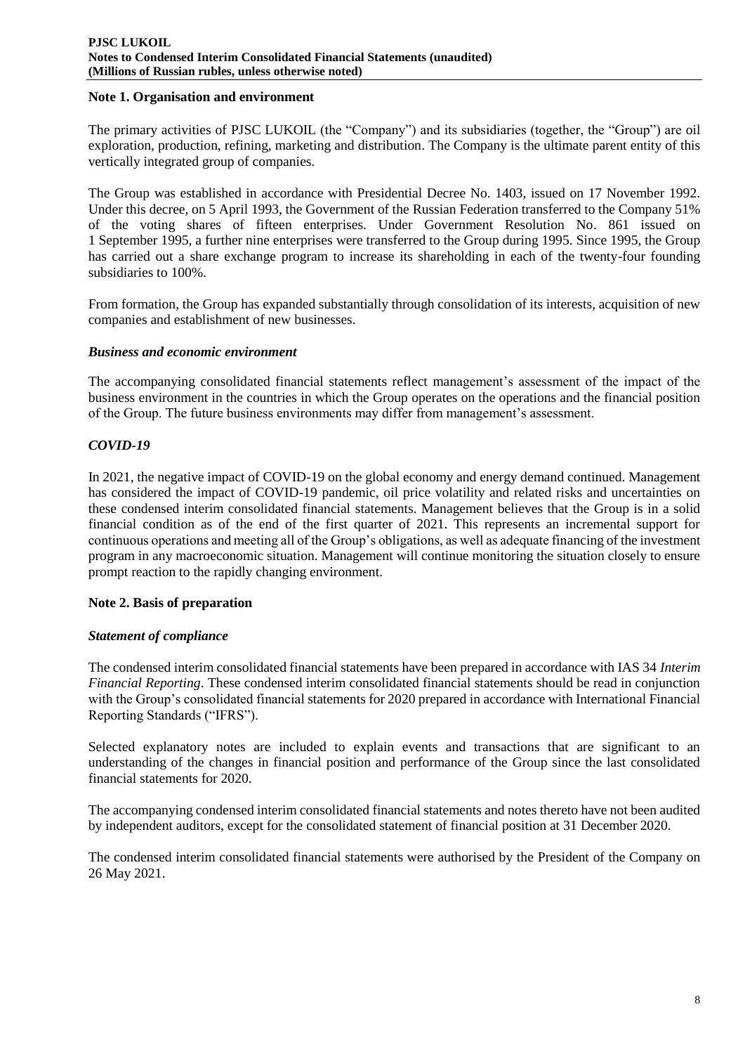## Note 1. Organisation and environment

The primary activities of PJSC LUKOIL (the "Company") and its subsidiaries (together, the "Group") are oil exploration, production, refining, marketing and distribution. The Company is the ultimate parent entity of this vertically integrated group of companies.

The Group was established in accordance with Presidential Decree No. 1403, issued on 17 November 1992. Under this decree, on 5 April 1993, the Government of the Russian Federation transferred to the Company 51% of the voting shares of fifteen enterprises. Under Government Resolution No. 861 issued on 1 September 1995, a further nine enterprises were transferred to the Group during 1995. Since 1995, the Group has carried out a share exchange program to increase its shareholding in each of the twenty-four founding subsidiaries to 100%.

From formation, the Group has expanded substantially through consolidation of its interests, acquisition of new companies and establishment of new businesses.

### *Business and economic environment*

The accompanying consolidated financial statements reflect management's assessment of the impact of the business environment in the countries in which the Group operates on the operations and the financial position of the Group. The future business environments may differ from management's assessment.

### *COVID-19*

In 2021, the negative impact of COVID-19 on the global economy and energy demand continued. Management has considered the impact of COVID-19 pandemic, oil price volatility and related risks and uncertainties on these condensed interim consolidated financial statements. Management believes that the Group is in a solid financial condition as of the end of the first quarter of 2021. This represents an incremental support for continuous operations and meeting all of the Group's obligations, as well as adequate financing of the investment program in any macroeconomic situation. Management will continue monitoring the situation closely to ensure prompt reaction to the rapidly changing environment.

## Note 2. Basis of preparation

### *Statement of compliance*

The condensed interim consolidated financial statements have been prepared in accordance with IAS 34 *Interim Financial Reporting*. These condensed interim consolidated financial statements should be read in conjunction with the Group's consolidated financial statements for 2020 prepared in accordance with International Financial Reporting Standards ("IFRS").

Selected explanatory notes are included to explain events and transactions that are significant to an understanding of the changes in financial position and performance of the Group since the last consolidated financial statements for 2020.

The accompanying condensed interim consolidated financial statements and notes thereto have not been audited by independent auditors, except for the consolidated statement of financial position at 31 December 2020.

The condensed interim consolidated financial statements were authorised by the President of the Company on 26 May 2021.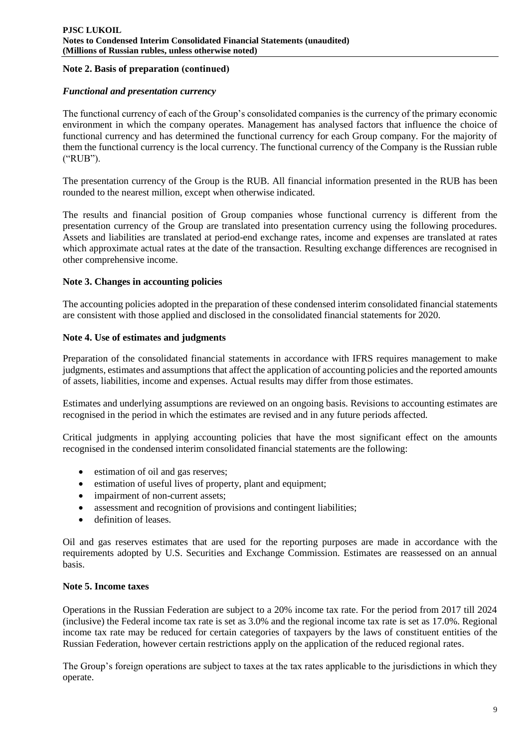**Note 2. Basis of preparation (continued)**

***Functional and presentation currency***

The functional currency of each of the Group's consolidated companies is the currency of the primary economic environment in which the company operates. Management has analysed factors that influence the choice of functional currency and has determined the functional currency for each Group company. For the majority of them the functional currency is the local currency. The functional currency of the Company is the Russian ruble ("RUB").

The presentation currency of the Group is the RUB. All financial information presented in the RUB has been rounded to the nearest million, except when otherwise indicated.

The results and financial position of Group companies whose functional currency is different from the presentation currency of the Group are translated into presentation currency using the following procedures. Assets and liabilities are translated at period-end exchange rates, income and expenses are translated at rates which approximate actual rates at the date of the transaction. Resulting exchange differences are recognised in other comprehensive income.

**Note 3. Changes in accounting policies**

The accounting policies adopted in the preparation of these condensed interim consolidated financial statements are consistent with those applied and disclosed in the consolidated financial statements for 2020.

**Note 4. Use of estimates and judgments**

Preparation of the consolidated financial statements in accordance with IFRS requires management to make judgments, estimates and assumptions that affect the application of accounting policies and the reported amounts of assets, liabilities, income and expenses. Actual results may differ from those estimates.

Estimates and underlying assumptions are reviewed on an ongoing basis. Revisions to accounting estimates are recognised in the period in which the estimates are revised and in any future periods affected.

Critical judgments in applying accounting policies that have the most significant effect on the amounts recognised in the condensed interim consolidated financial statements are the following:

- estimation of oil and gas reserves;
- estimation of useful lives of property, plant and equipment;
- impairment of non-current assets;
- assessment and recognition of provisions and contingent liabilities;
- definition of leases.

Oil and gas reserves estimates that are used for the reporting purposes are made in accordance with the requirements adopted by U.S. Securities and Exchange Commission. Estimates are reassessed on an annual basis.

**Note 5. Income taxes**

Operations in the Russian Federation are subject to a 20% income tax rate. For the period from 2017 till 2024 (inclusive) the Federal income tax rate is set as 3.0% and the regional income tax rate is set as 17.0%. Regional income tax rate may be reduced for certain categories of taxpayers by the laws of constituent entities of the Russian Federation, however certain restrictions apply on the application of the reduced regional rates.

The Group's foreign operations are subject to taxes at the tax rates applicable to the jurisdictions in which they operate.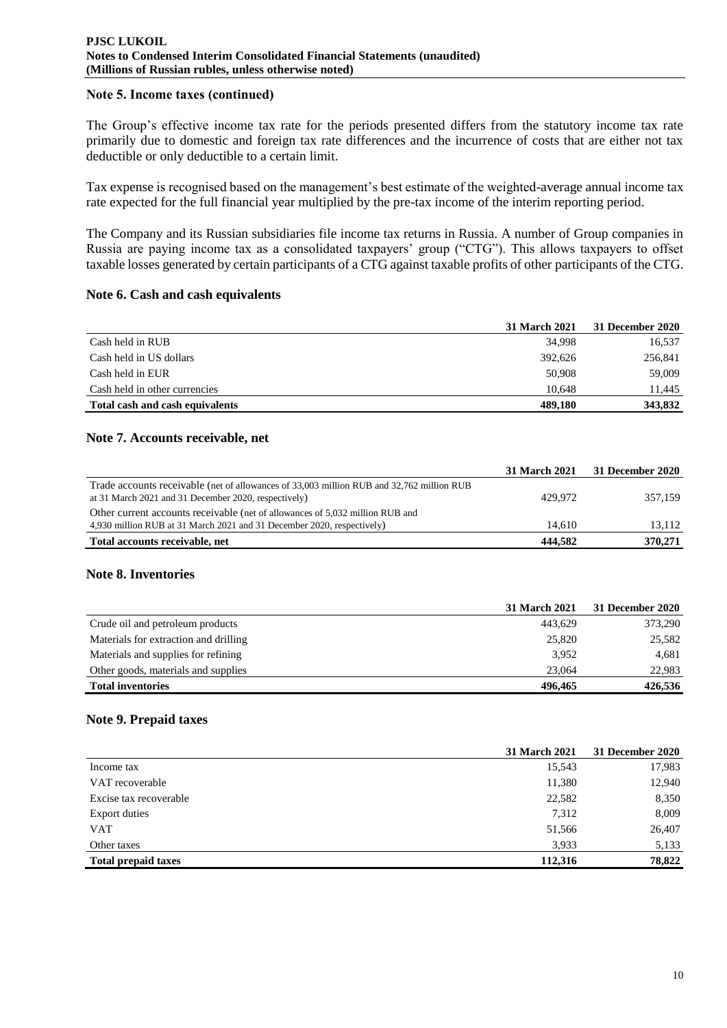## Note 5. Income taxes (continued)

The Group's effective income tax rate for the periods presented differs from the statutory income tax rate primarily due to domestic and foreign tax rate differences and the incurrence of costs that are either not tax deductible or only deductible to a certain limit.

Tax expense is recognised based on the management's best estimate of the weighted-average annual income tax rate expected for the full financial year multiplied by the pre-tax income of the interim reporting period.

The Company and its Russian subsidiaries file income tax returns in Russia. A number of Group companies in Russia are paying income tax as a consolidated taxpayers' group ("CTG"). This allows taxpayers to offset taxable losses generated by certain participants of a CTG against taxable profits of other participants of the CTG.

## Note 6. Cash and cash equivalents

| | 31 March 2021 | 31 December 2020 |
|---|---|---|
| Cash held in RUB | 34,998 | 16,537 |
| Cash held in US dollars | 392,626 | 256,841 |
| Cash held in EUR | 50,908 | 59,009 |
| Cash held in other currencies | 10,648 | 11,445 |
| **Total cash and cash equivalents** | **489,180** | **343,832** |

## Note 7. Accounts receivable, net

| | 31 March 2021 | 31 December 2020 |
|---|---|---|
| Trade accounts receivable (net of allowances of 33,003 million RUB and 32,762 million RUB at 31 March 2021 and 31 December 2020, respectively) | 429,972 | 357,159 |
| Other current accounts receivable (net of allowances of 5,032 million RUB and 4,930 million RUB at 31 March 2021 and 31 December 2020, respectively) | 14,610 | 13,112 |
| **Total accounts receivable, net** | **444,582** | **370,271** |

## Note 8. Inventories

| | 31 March 2021 | 31 December 2020 |
|---|---|---|
| Crude oil and petroleum products | 443,629 | 373,290 |
| Materials for extraction and drilling | 25,820 | 25,582 |
| Materials and supplies for refining | 3,952 | 4,681 |
| Other goods, materials and supplies | 23,064 | 22,983 |
| **Total inventories** | **496,465** | **426,536** |

## Note 9. Prepaid taxes

| | 31 March 2021 | 31 December 2020 |
|---|---|---|
| Income tax | 15,543 | 17,983 |
| VAT recoverable | 11,380 | 12,940 |
| Excise tax recoverable | 22,582 | 8,350 |
| Export duties | 7,312 | 8,009 |
| VAT | 51,566 | 26,407 |
| Other taxes | 3,933 | 5,133 |
| **Total prepaid taxes** | **112,316** | **78,822** |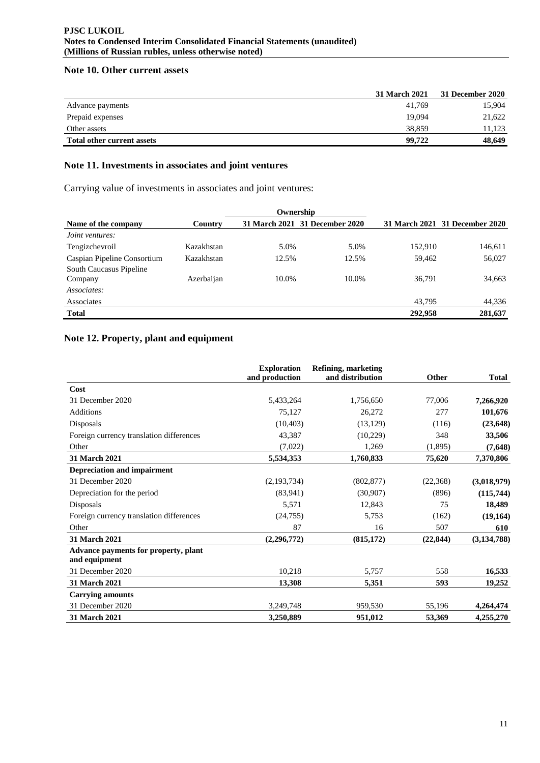## Note 10. Other current assets

| | 31 March 2021 | 31 December 2020 |
|---|---|---|
| Advance payments | 41,769 | 15,904 |
| Prepaid expenses | 19,094 | 21,622 |
| Other assets | 38,859 | 11,123 |
| **Total other current assets** | **99,722** | **48,649** |

## Note 11. Investments in associates and joint ventures

Carrying value of investments in associates and joint ventures:

| | | Ownership | | | |
|---|---|---|---|---|---|
| **Name of the company** | **Country** | **31 March 2021** | **31 December 2020** | **31 March 2021** | **31 December 2020** |
| *Joint ventures:* | | | | | |
| Tengizchevroil | Kazakhstan | 5.0% | 5.0% | 152,910 | 146,611 |
| Caspian Pipeline Consortium | Kazakhstan | 12.5% | 12.5% | 59,462 | 56,027 |
| South Caucasus Pipeline Company | Azerbaijan | 10.0% | 10.0% | 36,791 | 34,663 |
| *Associates:* | | | | | |
| Associates | | | | 43,795 | 44,336 |
| **Total** | | | | **292,958** | **281,637** |

## Note 12. Property, plant and equipment

| | Exploration and production | Refining, marketing and distribution | Other | Total |
|---|---|---|---|---|
| **Cost** | | | | |
| 31 December 2020 | 5,433,264 | 1,756,650 | 77,006 | **7,266,920** |
| Additions | 75,127 | 26,272 | 277 | **101,676** |
| Disposals | (10,403) | (13,129) | (116) | **(23,648)** |
| Foreign currency translation differences | 43,387 | (10,229) | 348 | **33,506** |
| Other | (7,022) | 1,269 | (1,895) | **(7,648)** |
| **31 March 2021** | **5,534,353** | **1,760,833** | **75,620** | **7,370,806** |
| **Depreciation and impairment** | | | | |
| 31 December 2020 | (2,193,734) | (802,877) | (22,368) | **(3,018,979)** |
| Depreciation for the period | (83,941) | (30,907) | (896) | **(115,744)** |
| Disposals | 5,571 | 12,843 | 75 | **18,489** |
| Foreign currency translation differences | (24,755) | 5,753 | (162) | **(19,164)** |
| Other | 87 | 16 | 507 | **610** |
| **31 March 2021** | **(2,296,772)** | **(815,172)** | **(22,844)** | **(3,134,788)** |
| **Advance payments for property, plant and equipment** | | | | |
| 31 December 2020 | 10,218 | 5,757 | 558 | **16,533** |
| **31 March 2021** | **13,308** | **5,351** | **593** | **19,252** |
| **Carrying amounts** | | | | |
| 31 December 2020 | 3,249,748 | 959,530 | 55,196 | **4,264,474** |
| **31 March 2021** | **3,250,889** | **951,012** | **53,369** | **4,255,270** |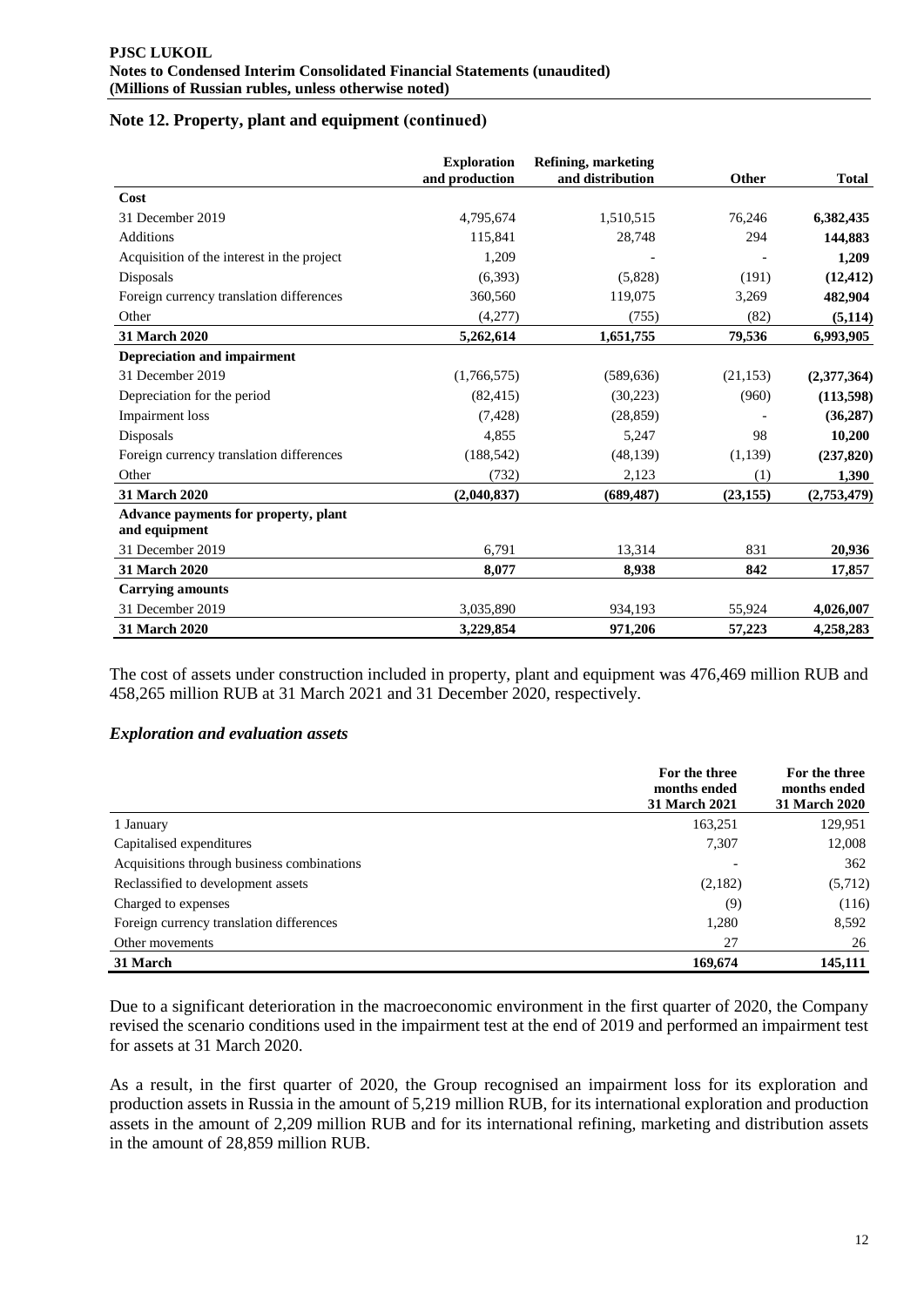## Note 12. Property, plant and equipment (continued)

| | Exploration and production | Refining, marketing and distribution | Other | Total |
|---|---|---|---|---|
| **Cost** | | | | |
| 31 December 2019 | 4,795,674 | 1,510,515 | 76,246 | **6,382,435** |
| Additions | 115,841 | 28,748 | 294 | **144,883** |
| Acquisition of the interest in the project | 1,209 | - | - | **1,209** |
| Disposals | (6,393) | (5,828) | (191) | **(12,412)** |
| Foreign currency translation differences | 360,560 | 119,075 | 3,269 | **482,904** |
| Other | (4,277) | (755) | (82) | **(5,114)** |
| **31 March 2020** | **5,262,614** | **1,651,755** | **79,536** | **6,993,905** |
| **Depreciation and impairment** | | | | |
| 31 December 2019 | (1,766,575) | (589,636) | (21,153) | **(2,377,364)** |
| Depreciation for the period | (82,415) | (30,223) | (960) | **(113,598)** |
| Impairment loss | (7,428) | (28,859) | - | **(36,287)** |
| Disposals | 4,855 | 5,247 | 98 | **10,200** |
| Foreign currency translation differences | (188,542) | (48,139) | (1,139) | **(237,820)** |
| Other | (732) | 2,123 | (1) | **1,390** |
| **31 March 2020** | **(2,040,837)** | **(689,487)** | **(23,155)** | **(2,753,479)** |
| **Advance payments for property, plant and equipment** | | | | |
| 31 December 2019 | 6,791 | 13,314 | 831 | **20,936** |
| **31 March 2020** | **8,077** | **8,938** | **842** | **17,857** |
| **Carrying amounts** | | | | |
| 31 December 2019 | 3,035,890 | 934,193 | 55,924 | **4,026,007** |
| **31 March 2020** | **3,229,854** | **971,206** | **57,223** | **4,258,283** |

The cost of assets under construction included in property, plant and equipment was 476,469 million RUB and 458,265 million RUB at 31 March 2021 and 31 December 2020, respectively.

### *Exploration and evaluation assets*

| | For the three months ended 31 March 2021 | For the three months ended 31 March 2020 |
|---|---|---|
| 1 January | 163,251 | 129,951 |
| Capitalised expenditures | 7,307 | 12,008 |
| Acquisitions through business combinations | - | 362 |
| Reclassified to development assets | (2,182) | (5,712) |
| Charged to expenses | (9) | (116) |
| Foreign currency translation differences | 1,280 | 8,592 |
| Other movements | 27 | 26 |
| **31 March** | **169,674** | **145,111** |

Due to a significant deterioration in the macroeconomic environment in the first quarter of 2020, the Company revised the scenario conditions used in the impairment test at the end of 2019 and performed an impairment test for assets at 31 March 2020.

As a result, in the first quarter of 2020, the Group recognised an impairment loss for its exploration and production assets in Russia in the amount of 5,219 million RUB, for its international exploration and production assets in the amount of 2,209 million RUB and for its international refining, marketing and distribution assets in the amount of 28,859 million RUB.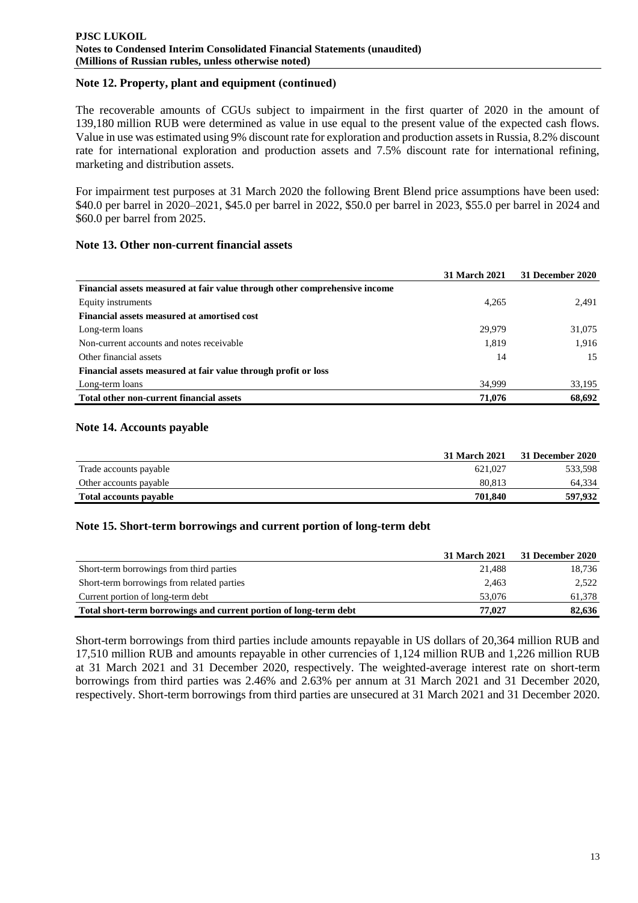## Note 12. Property, plant and equipment (continued)

The recoverable amounts of CGUs subject to impairment in the first quarter of 2020 in the amount of 139,180 million RUB were determined as value in use equal to the present value of the expected cash flows. Value in use was estimated using 9% discount rate for exploration and production assets in Russia, 8.2% discount rate for international exploration and production assets and 7.5% discount rate for international refining, marketing and distribution assets.

For impairment test purposes at 31 March 2020 the following Brent Blend price assumptions have been used: $40.0 per barrel in 2020–2021, $45.0 per barrel in 2022, $50.0 per barrel in 2023, $55.0 per barrel in 2024 and $60.0 per barrel from 2025.

## Note 13. Other non-current financial assets

| | 31 March 2021 | 31 December 2020 |
|---|---|---|
| **Financial assets measured at fair value through other comprehensive income** | | |
| Equity instruments | 4,265 | 2,491 |
| **Financial assets measured at amortised cost** | | |
| Long-term loans | 29,979 | 31,075 |
| Non-current accounts and notes receivable | 1,819 | 1,916 |
| Other financial assets | 14 | 15 |
| **Financial assets measured at fair value through profit or loss** | | |
| Long-term loans | 34,999 | 33,195 |
| **Total other non-current financial assets** | **71,076** | **68,692** |

## Note 14. Accounts payable

| | 31 March 2021 | 31 December 2020 |
|---|---|---|
| Trade accounts payable | 621,027 | 533,598 |
| Other accounts payable | 80,813 | 64,334 |
| **Total accounts payable** | **701,840** | **597,932** |

## Note 15. Short-term borrowings and current portion of long-term debt

| | 31 March 2021 | 31 December 2020 |
|---|---|---|
| Short-term borrowings from third parties | 21,488 | 18,736 |
| Short-term borrowings from related parties | 2,463 | 2,522 |
| Current portion of long-term debt | 53,076 | 61,378 |
| **Total short-term borrowings and current portion of long-term debt** | **77,027** | **82,636** |

Short-term borrowings from third parties include amounts repayable in US dollars of 20,364 million RUB and 17,510 million RUB and amounts repayable in other currencies of 1,124 million RUB and 1,226 million RUB at 31 March 2021 and 31 December 2020, respectively. The weighted-average interest rate on short-term borrowings from third parties was 2.46% and 2.63% per annum at 31 March 2021 and 31 December 2020, respectively. Short-term borrowings from third parties are unsecured at 31 March 2021 and 31 December 2020.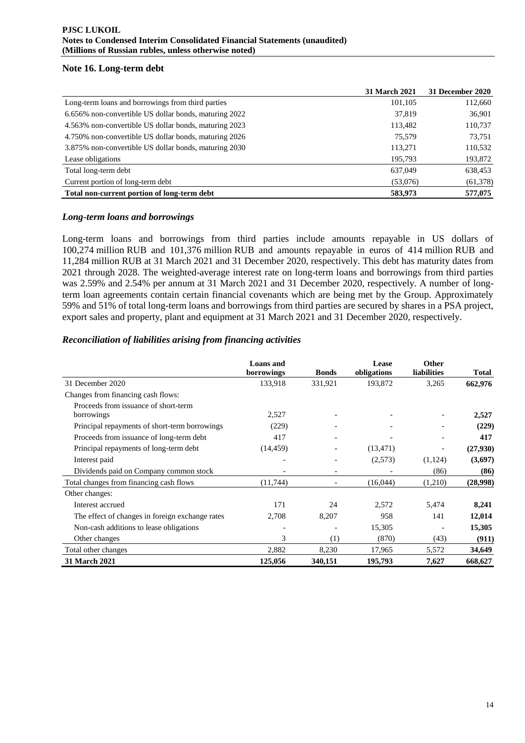## Note 16. Long-term debt

| | 31 March 2021 | 31 December 2020 |
|---|---|---|
| Long-term loans and borrowings from third parties | 101,105 | 112,660 |
| 6.656% non-convertible US dollar bonds, maturing 2022 | 37,819 | 36,901 |
| 4.563% non-convertible US dollar bonds, maturing 2023 | 113,482 | 110,737 |
| 4.750% non-convertible US dollar bonds, maturing 2026 | 75,579 | 73,751 |
| 3.875% non-convertible US dollar bonds, maturing 2030 | 113,271 | 110,532 |
| Lease obligations | 195,793 | 193,872 |
| Total long-term debt | 637,049 | 638,453 |
| Current portion of long-term debt | (53,076) | (61,378) |
| **Total non-current portion of long-term debt** | **583,973** | **577,075** |

### *Long-term loans and borrowings*

Long-term loans and borrowings from third parties include amounts repayable in US dollars of 100,274 million RUB and 101,376 million RUB and amounts repayable in euros of 414 million RUB and 11,284 million RUB at 31 March 2021 and 31 December 2020, respectively. This debt has maturity dates from 2021 through 2028. The weighted-average interest rate on long-term loans and borrowings from third parties was 2.59% and 2.54% per annum at 31 March 2021 and 31 December 2020, respectively. A number of long-term loan agreements contain certain financial covenants which are being met by the Group. Approximately 59% and 51% of total long-term loans and borrowings from third parties are secured by shares in a PSA project, export sales and property, plant and equipment at 31 March 2021 and 31 December 2020, respectively.

### *Reconciliation of liabilities arising from financing activities*

| | Loans and borrowings | Bonds | Lease obligations | Other liabilities | Total |
|---|---|---|---|---|---|
| 31 December 2020 | 133,918 | 331,921 | 193,872 | 3,265 | **662,976** |
| Changes from financing cash flows: | | | | | |
| Proceeds from issuance of short-term borrowings | 2,527 | - | - | - | **2,527** |
| Principal repayments of short-term borrowings | (229) | - | - | - | **(229)** |
| Proceeds from issuance of long-term debt | 417 | - | - | - | **417** |
| Principal repayments of long-term debt | (14,459) | - | (13,471) | - | **(27,930)** |
| Interest paid | - | - | (2,573) | (1,124) | **(3,697)** |
| Dividends paid on Company common stock | - | - | - | (86) | **(86)** |
| Total changes from financing cash flows | (11,744) | - | (16,044) | (1,210) | **(28,998)** |
| Other changes: | | | | | |
| Interest accrued | 171 | 24 | 2,572 | 5,474 | **8,241** |
| The effect of changes in foreign exchange rates | 2,708 | 8,207 | 958 | 141 | **12,014** |
| Non-cash additions to lease obligations | - | - | 15,305 | - | **15,305** |
| Other changes | 3 | (1) | (870) | (43) | **(911)** |
| Total other changes | 2,882 | 8,230 | 17,965 | 5,572 | **34,649** |
| **31 March 2021** | **125,056** | **340,151** | **195,793** | **7,627** | **668,627** |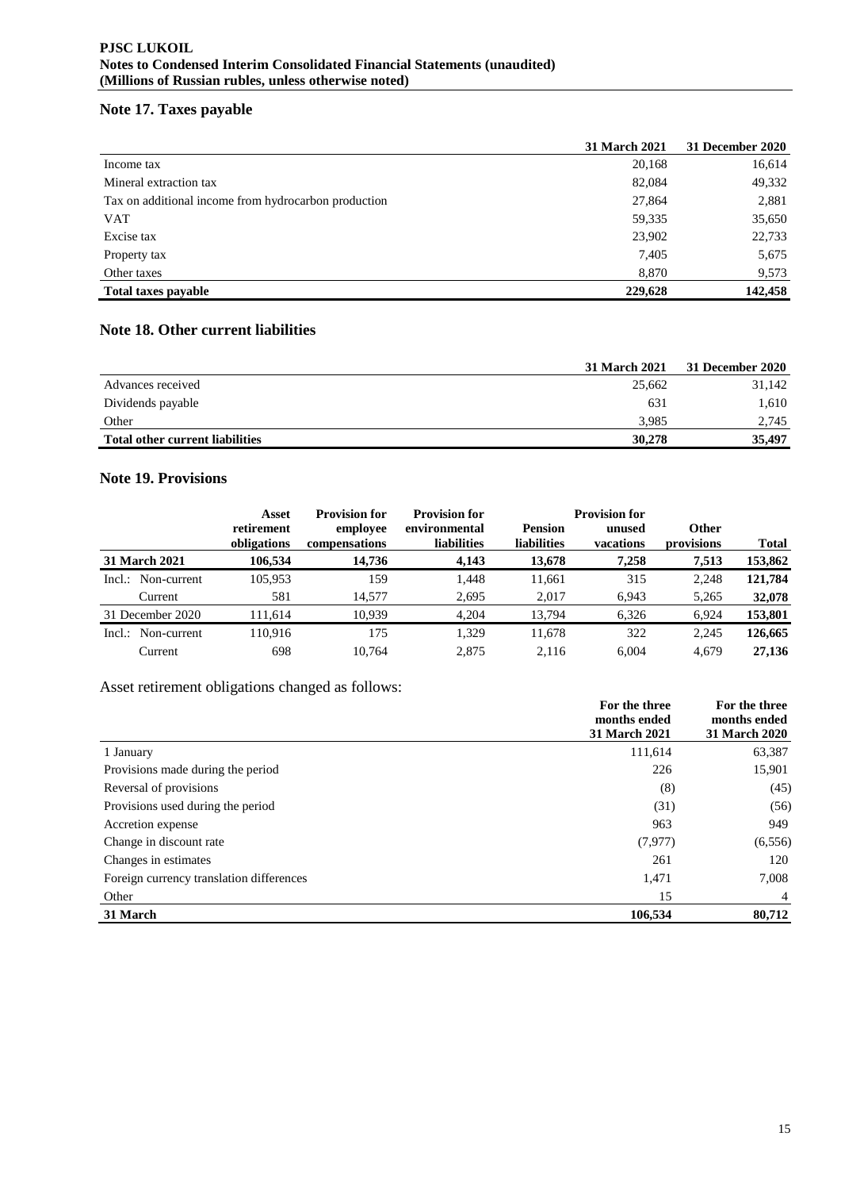## Note 17. Taxes payable

| | 31 March 2021 | 31 December 2020 |
|---|---|---|
| Income tax | 20,168 | 16,614 |
| Mineral extraction tax | 82,084 | 49,332 |
| Tax on additional income from hydrocarbon production | 27,864 | 2,881 |
| VAT | 59,335 | 35,650 |
| Excise tax | 23,902 | 22,733 |
| Property tax | 7,405 | 5,675 |
| Other taxes | 8,870 | 9,573 |
| **Total taxes payable** | **229,628** | **142,458** |

## Note 18. Other current liabilities

| | 31 March 2021 | 31 December 2020 |
|---|---|---|
| Advances received | 25,662 | 31,142 |
| Dividends payable | 631 | 1,610 |
| Other | 3,985 | 2,745 |
| **Total other current liabilities** | **30,278** | **35,497** |

## Note 19. Provisions

| | Asset retirement obligations | Provision for employee compensations | Provision for environmental liabilities | Pension liabilities | Provision for unused vacations | Other provisions | Total |
|---|---|---|---|---|---|---|---|
| **31 March 2021** | **106,534** | **14,736** | **4,143** | **13,678** | **7,258** | **7,513** | **153,862** |
| Incl.: Non-current | 105,953 | 159 | 1,448 | 11,661 | 315 | 2,248 | **121,784** |
| Current | 581 | 14,577 | 2,695 | 2,017 | 6,943 | 5,265 | **32,078** |
| 31 December 2020 | 111,614 | 10,939 | 4,204 | 13,794 | 6,326 | 6,924 | **153,801** |
| Incl.: Non-current | 110,916 | 175 | 1,329 | 11,678 | 322 | 2,245 | **126,665** |
| Current | 698 | 10,764 | 2,875 | 2,116 | 6,004 | 4,679 | **27,136** |

Asset retirement obligations changed as follows:

| | For the three months ended 31 March 2021 | For the three months ended 31 March 2020 |
|---|---|---|
| 1 January | 111,614 | 63,387 |
| Provisions made during the period | 226 | 15,901 |
| Reversal of provisions | (8) | (45) |
| Provisions used during the period | (31) | (56) |
| Accretion expense | 963 | 949 |
| Change in discount rate | (7,977) | (6,556) |
| Changes in estimates | 261 | 120 |
| Foreign currency translation differences | 1,471 | 7,008 |
| Other | 15 | 4 |
| **31 March** | **106,534** | **80,712** |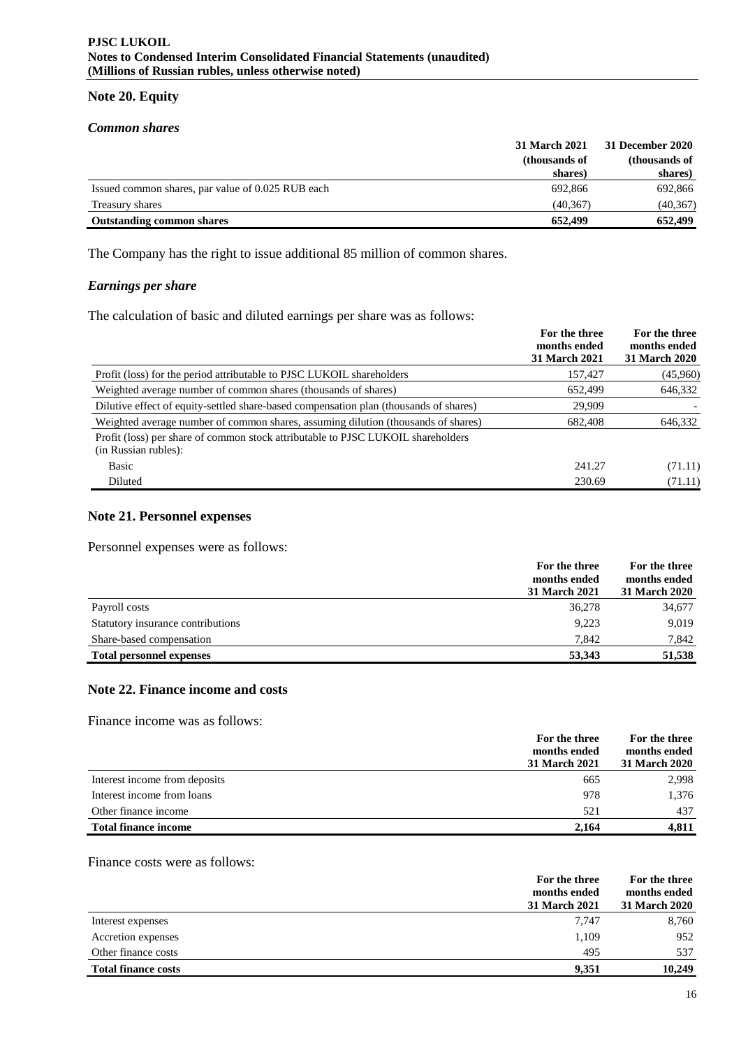## Note 20. Equity

### *Common shares*

| | 31 March 2021 (thousands of shares) | 31 December 2020 (thousands of shares) |
|---|---|---|
| Issued common shares, par value of 0.025 RUB each | 692,866 | 692,866 |
| Treasury shares | (40,367) | (40,367) |
| **Outstanding common shares** | **652,499** | **652,499** |

The Company has the right to issue additional 85 million of common shares.

### *Earnings per share*

The calculation of basic and diluted earnings per share was as follows:

| | For the three months ended 31 March 2021 | For the three months ended 31 March 2020 |
|---|---|---|
| Profit (loss) for the period attributable to PJSC LUKOIL shareholders | 157,427 | (45,960) |
| Weighted average number of common shares (thousands of shares) | 652,499 | 646,332 |
| Dilutive effect of equity-settled share-based compensation plan (thousands of shares) | 29,909 | - |
| Weighted average number of common shares, assuming dilution (thousands of shares) | 682,408 | 646,332 |
| Profit (loss) per share of common stock attributable to PJSC LUKOIL shareholders (in Russian rubles): | | |
| Basic | 241.27 | (71.11) |
| Diluted | 230.69 | (71.11) |

## Note 21. Personnel expenses

Personnel expenses were as follows:

| | For the three months ended 31 March 2021 | For the three months ended 31 March 2020 |
|---|---|---|
| Payroll costs | 36,278 | 34,677 |
| Statutory insurance contributions | 9,223 | 9,019 |
| Share-based compensation | 7,842 | 7,842 |
| **Total personnel expenses** | **53,343** | **51,538** |

## Note 22. Finance income and costs

Finance income was as follows:

| | For the three months ended 31 March 2021 | For the three months ended 31 March 2020 |
|---|---|---|
| Interest income from deposits | 665 | 2,998 |
| Interest income from loans | 978 | 1,376 |
| Other finance income | 521 | 437 |
| **Total finance income** | **2,164** | **4,811** |

Finance costs were as follows:

| | For the three months ended 31 March 2021 | For the three months ended 31 March 2020 |
|---|---|---|
| Interest expenses | 7,747 | 8,760 |
| Accretion expenses | 1,109 | 952 |
| Other finance costs | 495 | 537 |
| **Total finance costs** | **9,351** | **10,249** |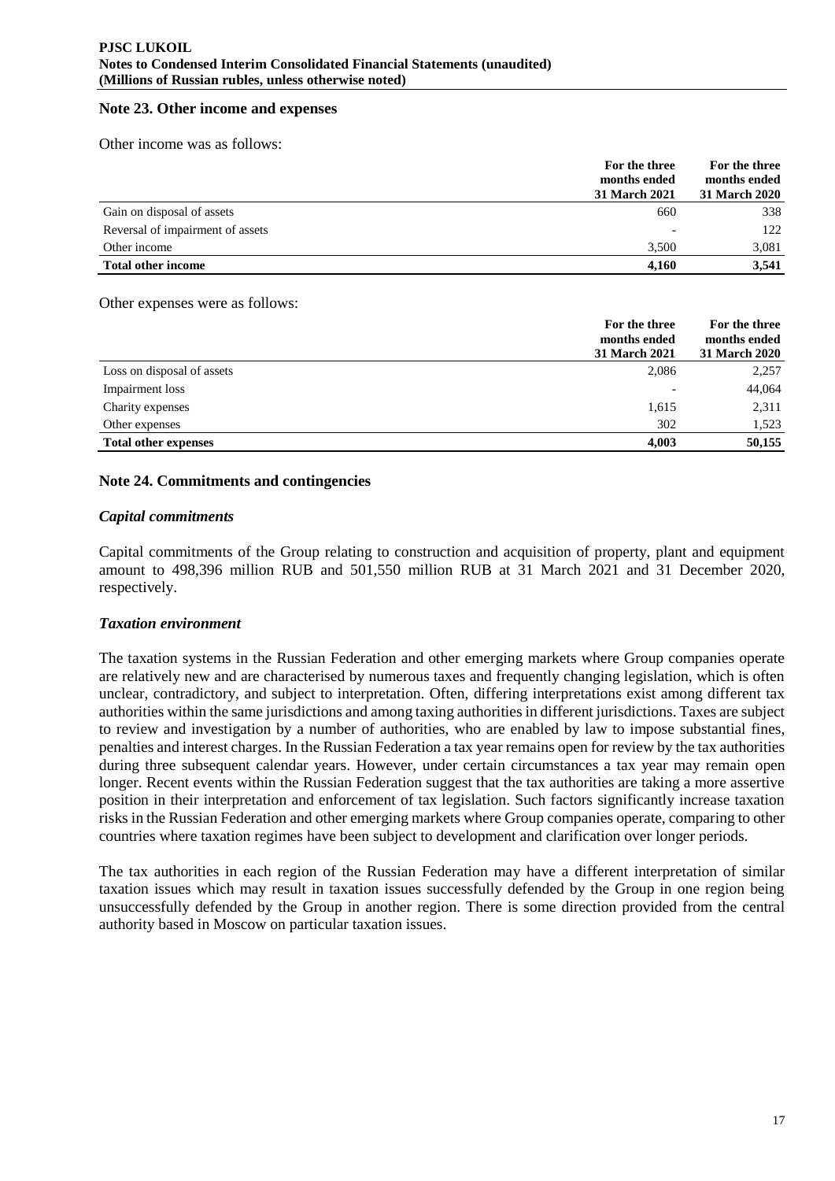## Note 23. Other income and expenses

Other income was as follows:

| | For the three months ended 31 March 2021 | For the three months ended 31 March 2020 |
|---|---|---|
| Gain on disposal of assets | 660 | 338 |
| Reversal of impairment of assets | - | 122 |
| Other income | 3,500 | 3,081 |
| **Total other income** | **4,160** | **3,541** |

Other expenses were as follows:

| | For the three months ended 31 March 2021 | For the three months ended 31 March 2020 |
|---|---|---|
| Loss on disposal of assets | 2,086 | 2,257 |
| Impairment loss | - | 44,064 |
| Charity expenses | 1,615 | 2,311 |
| Other expenses | 302 | 1,523 |
| **Total other expenses** | **4,003** | **50,155** |

## Note 24. Commitments and contingencies

### *Capital commitments*

Capital commitments of the Group relating to construction and acquisition of property, plant and equipment amount to 498,396 million RUB and 501,550 million RUB at 31 March 2021 and 31 December 2020, respectively.

### *Taxation environment*

The taxation systems in the Russian Federation and other emerging markets where Group companies operate are relatively new and are characterised by numerous taxes and frequently changing legislation, which is often unclear, contradictory, and subject to interpretation. Often, differing interpretations exist among different tax authorities within the same jurisdictions and among taxing authorities in different jurisdictions. Taxes are subject to review and investigation by a number of authorities, who are enabled by law to impose substantial fines, penalties and interest charges. In the Russian Federation a tax year remains open for review by the tax authorities during three subsequent calendar years. However, under certain circumstances a tax year may remain open longer. Recent events within the Russian Federation suggest that the tax authorities are taking a more assertive position in their interpretation and enforcement of tax legislation. Such factors significantly increase taxation risks in the Russian Federation and other emerging markets where Group companies operate, comparing to other countries where taxation regimes have been subject to development and clarification over longer periods.

The tax authorities in each region of the Russian Federation may have a different interpretation of similar taxation issues which may result in taxation issues successfully defended by the Group in one region being unsuccessfully defended by the Group in another region. There is some direction provided from the central authority based in Moscow on particular taxation issues.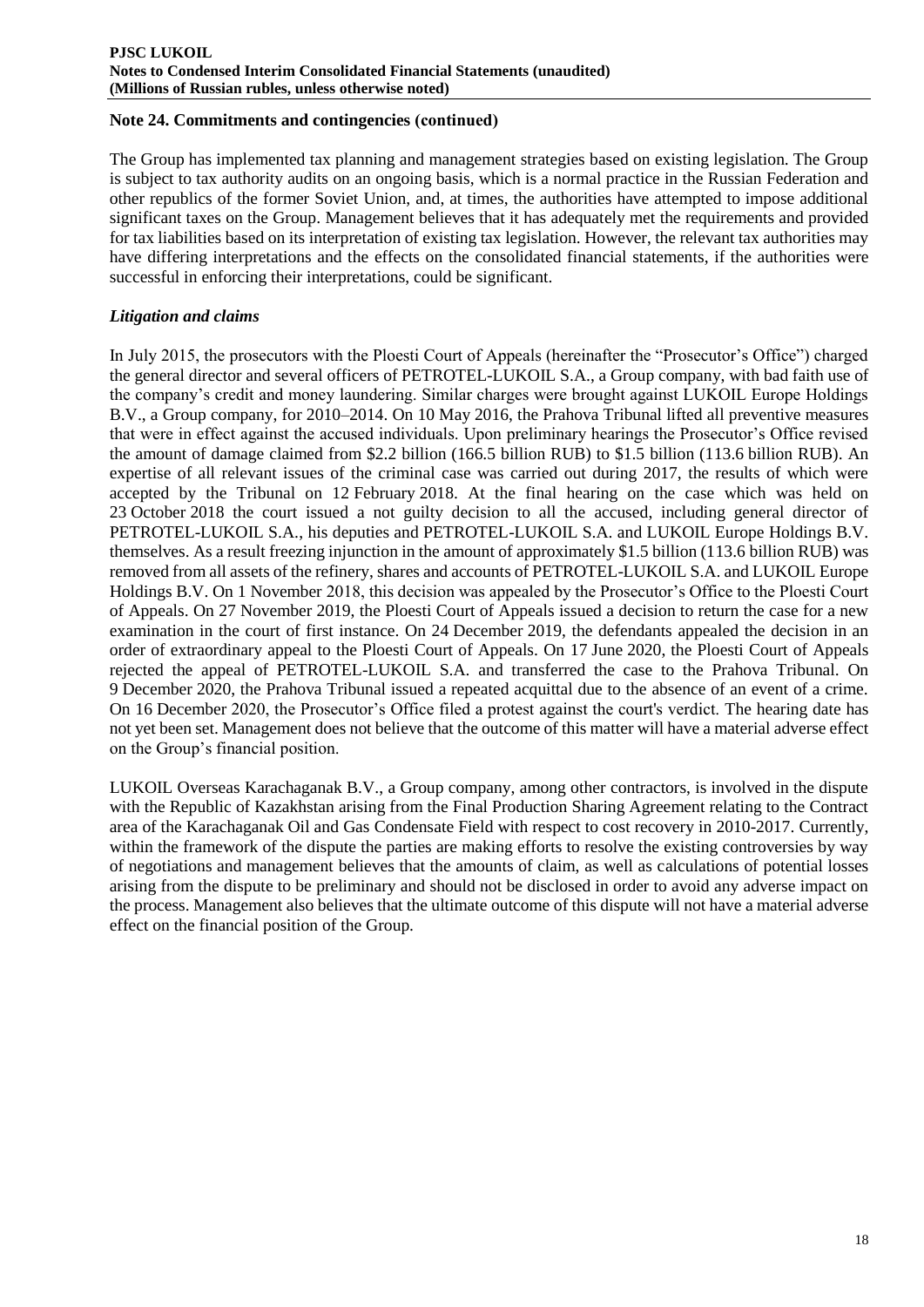## Note 24. Commitments and contingencies (continued)

The Group has implemented tax planning and management strategies based on existing legislation. The Group is subject to tax authority audits on an ongoing basis, which is a normal practice in the Russian Federation and other republics of the former Soviet Union, and, at times, the authorities have attempted to impose additional significant taxes on the Group. Management believes that it has adequately met the requirements and provided for tax liabilities based on its interpretation of existing tax legislation. However, the relevant tax authorities may have differing interpretations and the effects on the consolidated financial statements, if the authorities were successful in enforcing their interpretations, could be significant.

### *Litigation and claims*

In July 2015, the prosecutors with the Ploesti Court of Appeals (hereinafter the "Prosecutor's Office") charged the general director and several officers of PETROTEL-LUKOIL S.A., a Group company, with bad faith use of the company's credit and money laundering. Similar charges were brought against LUKOIL Europe Holdings B.V., a Group company, for 2010–2014. On 10 May 2016, the Prahova Tribunal lifted all preventive measures that were in effect against the accused individuals. Upon preliminary hearings the Prosecutor's Office revised the amount of damage claimed from \$2.2 billion (166.5 billion RUB) to \$1.5 billion (113.6 billion RUB). An expertise of all relevant issues of the criminal case was carried out during 2017, the results of which were accepted by the Tribunal on 12 February 2018. At the final hearing on the case which was held on 23 October 2018 the court issued a not guilty decision to all the accused, including general director of PETROTEL-LUKOIL S.A., his deputies and PETROTEL-LUKOIL S.A. and LUKOIL Europe Holdings B.V. themselves. As a result freezing injunction in the amount of approximately \$1.5 billion (113.6 billion RUB) was removed from all assets of the refinery, shares and accounts of PETROTEL-LUKOIL S.A. and LUKOIL Europe Holdings B.V. On 1 November 2018, this decision was appealed by the Prosecutor's Office to the Ploesti Court of Appeals. On 27 November 2019, the Ploesti Court of Appeals issued a decision to return the case for a new examination in the court of first instance. On 24 December 2019, the defendants appealed the decision in an order of extraordinary appeal to the Ploesti Court of Appeals. On 17 June 2020, the Ploesti Court of Appeals rejected the appeal of PETROTEL-LUKOIL S.A. and transferred the case to the Prahova Tribunal. On 9 December 2020, the Prahova Tribunal issued a repeated acquittal due to the absence of an event of a crime. On 16 December 2020, the Prosecutor's Office filed a protest against the court's verdict. The hearing date has not yet been set. Management does not believe that the outcome of this matter will have a material adverse effect on the Group's financial position.

LUKOIL Overseas Karachaganak B.V., a Group company, among other contractors, is involved in the dispute with the Republic of Kazakhstan arising from the Final Production Sharing Agreement relating to the Contract area of the Karachaganak Oil and Gas Condensate Field with respect to cost recovery in 2010-2017. Currently, within the framework of the dispute the parties are making efforts to resolve the existing controversies by way of negotiations and management believes that the amounts of claim, as well as calculations of potential losses arising from the dispute to be preliminary and should not be disclosed in order to avoid any adverse impact on the process. Management also believes that the ultimate outcome of this dispute will not have a material adverse effect on the financial position of the Group.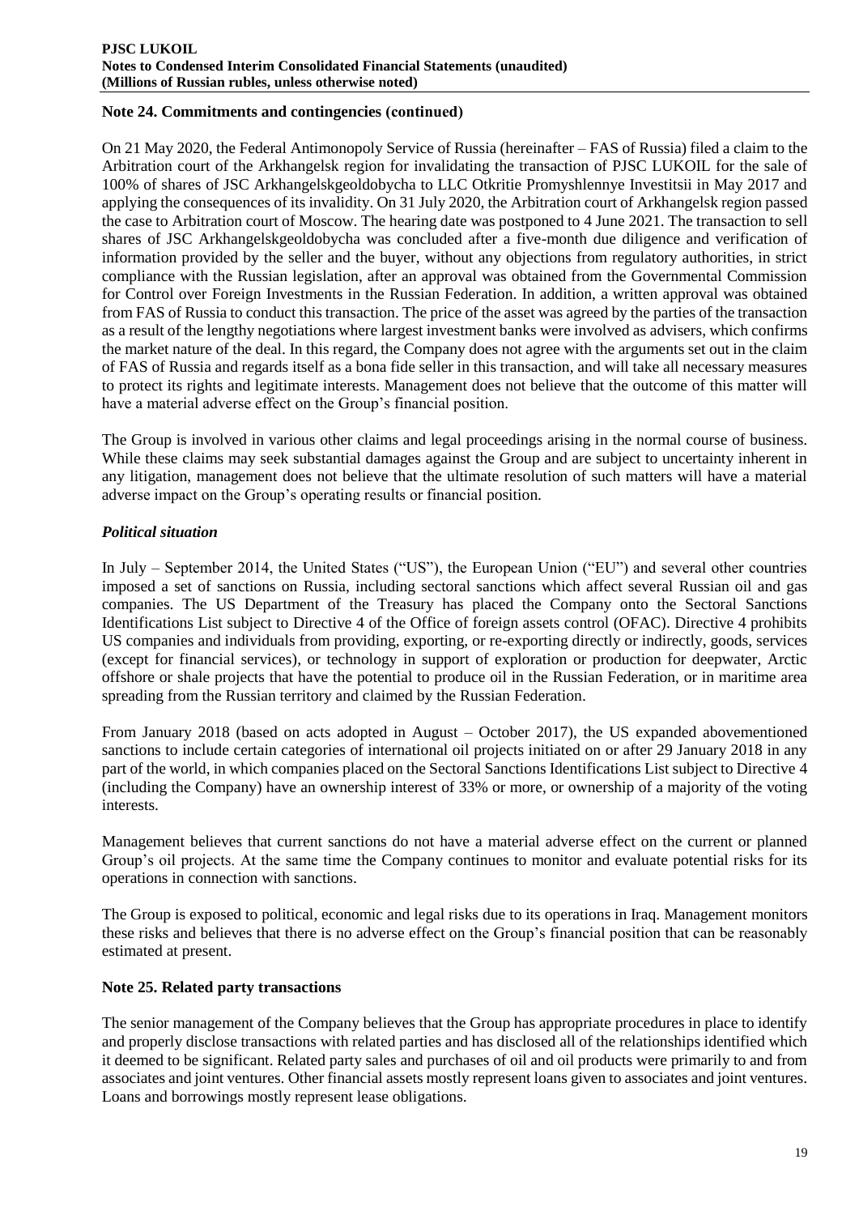## Note 24. Commitments and contingencies (continued)

On 21 May 2020, the Federal Antimonopoly Service of Russia (hereinafter – FAS of Russia) filed a claim to the Arbitration court of the Arkhangelsk region for invalidating the transaction of PJSC LUKOIL for the sale of 100% of shares of JSC Arkhangelskgeoldobycha to LLC Otkritie Promyshlennye Investitsii in May 2017 and applying the consequences of its invalidity. On 31 July 2020, the Arbitration court of Arkhangelsk region passed the case to Arbitration court of Moscow. The hearing date was postponed to 4 June 2021. The transaction to sell shares of JSC Arkhangelskgeoldobycha was concluded after a five-month due diligence and verification of information provided by the seller and the buyer, without any objections from regulatory authorities, in strict compliance with the Russian legislation, after an approval was obtained from the Governmental Commission for Control over Foreign Investments in the Russian Federation. In addition, a written approval was obtained from FAS of Russia to conduct this transaction. The price of the asset was agreed by the parties of the transaction as a result of the lengthy negotiations where largest investment banks were involved as advisers, which confirms the market nature of the deal. In this regard, the Company does not agree with the arguments set out in the claim of FAS of Russia and regards itself as a bona fide seller in this transaction, and will take all necessary measures to protect its rights and legitimate interests. Management does not believe that the outcome of this matter will have a material adverse effect on the Group's financial position.

The Group is involved in various other claims and legal proceedings arising in the normal course of business. While these claims may seek substantial damages against the Group and are subject to uncertainty inherent in any litigation, management does not believe that the ultimate resolution of such matters will have a material adverse impact on the Group's operating results or financial position.

### *Political situation*

In July – September 2014, the United States ("US"), the European Union ("EU") and several other countries imposed a set of sanctions on Russia, including sectoral sanctions which affect several Russian oil and gas companies. The US Department of the Treasury has placed the Company onto the Sectoral Sanctions Identifications List subject to Directive 4 of the Office of foreign assets control (OFAC). Directive 4 prohibits US companies and individuals from providing, exporting, or re-exporting directly or indirectly, goods, services (except for financial services), or technology in support of exploration or production for deepwater, Arctic offshore or shale projects that have the potential to produce oil in the Russian Federation, or in maritime area spreading from the Russian territory and claimed by the Russian Federation.

From January 2018 (based on acts adopted in August – October 2017), the US expanded abovementioned sanctions to include certain categories of international oil projects initiated on or after 29 January 2018 in any part of the world, in which companies placed on the Sectoral Sanctions Identifications List subject to Directive 4 (including the Company) have an ownership interest of 33% or more, or ownership of a majority of the voting interests.

Management believes that current sanctions do not have a material adverse effect on the current or planned Group's oil projects. At the same time the Company continues to monitor and evaluate potential risks for its operations in connection with sanctions.

The Group is exposed to political, economic and legal risks due to its operations in Iraq. Management monitors these risks and believes that there is no adverse effect on the Group's financial position that can be reasonably estimated at present.

## Note 25. Related party transactions

The senior management of the Company believes that the Group has appropriate procedures in place to identify and properly disclose transactions with related parties and has disclosed all of the relationships identified which it deemed to be significant. Related party sales and purchases of oil and oil products were primarily to and from associates and joint ventures. Other financial assets mostly represent loans given to associates and joint ventures. Loans and borrowings mostly represent lease obligations.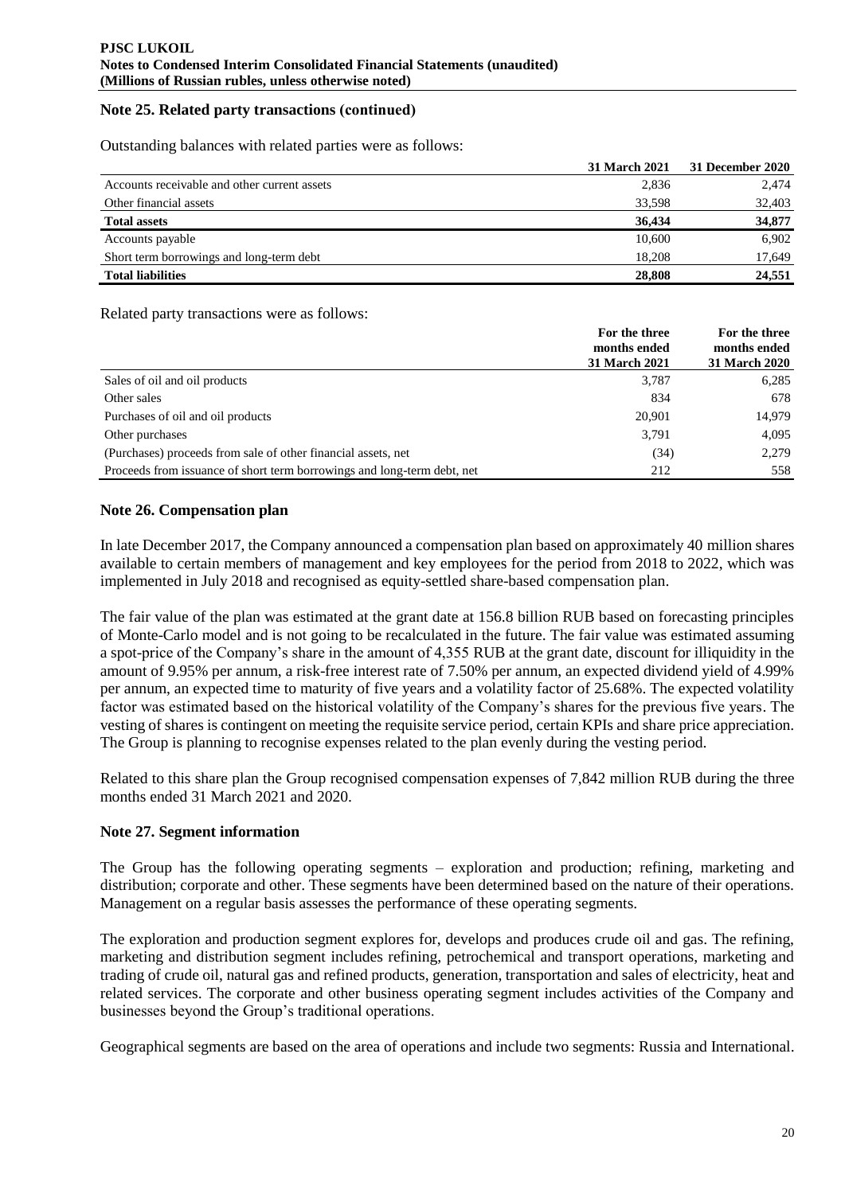## Note 25. Related party transactions (continued)

Outstanding balances with related parties were as follows:

| | 31 March 2021 | 31 December 2020 |
|---|---|---|
| Accounts receivable and other current assets | 2,836 | 2,474 |
| Other financial assets | 33,598 | 32,403 |
| **Total assets** | **36,434** | **34,877** |
| Accounts payable | 10,600 | 6,902 |
| Short term borrowings and long-term debt | 18,208 | 17,649 |
| **Total liabilities** | **28,808** | **24,551** |

Related party transactions were as follows:

| | For the three months ended 31 March 2021 | For the three months ended 31 March 2020 |
|---|---|---|
| Sales of oil and oil products | 3,787 | 6,285 |
| Other sales | 834 | 678 |
| Purchases of oil and oil products | 20,901 | 14,979 |
| Other purchases | 3,791 | 4,095 |
| (Purchases) proceeds from sale of other financial assets, net | (34) | 2,279 |
| Proceeds from issuance of short term borrowings and long-term debt, net | 212 | 558 |

## Note 26. Compensation plan

In late December 2017, the Company announced a compensation plan based on approximately 40 million shares available to certain members of management and key employees for the period from 2018 to 2022, which was implemented in July 2018 and recognised as equity-settled share-based compensation plan.

The fair value of the plan was estimated at the grant date at 156.8 billion RUB based on forecasting principles of Monte-Carlo model and is not going to be recalculated in the future. The fair value was estimated assuming a spot-price of the Company's share in the amount of 4,355 RUB at the grant date, discount for illiquidity in the amount of 9.95% per annum, a risk-free interest rate of 7.50% per annum, an expected dividend yield of 4.99% per annum, an expected time to maturity of five years and a volatility factor of 25.68%. The expected volatility factor was estimated based on the historical volatility of the Company's shares for the previous five years. The vesting of shares is contingent on meeting the requisite service period, certain KPIs and share price appreciation. The Group is planning to recognise expenses related to the plan evenly during the vesting period.

Related to this share plan the Group recognised compensation expenses of 7,842 million RUB during the three months ended 31 March 2021 and 2020.

## Note 27. Segment information

The Group has the following operating segments – exploration and production; refining, marketing and distribution; corporate and other. These segments have been determined based on the nature of their operations. Management on a regular basis assesses the performance of these operating segments.

The exploration and production segment explores for, develops and produces crude oil and gas. The refining, marketing and distribution segment includes refining, petrochemical and transport operations, marketing and trading of crude oil, natural gas and refined products, generation, transportation and sales of electricity, heat and related services. The corporate and other business operating segment includes activities of the Company and businesses beyond the Group's traditional operations.

Geographical segments are based on the area of operations and include two segments: Russia and International.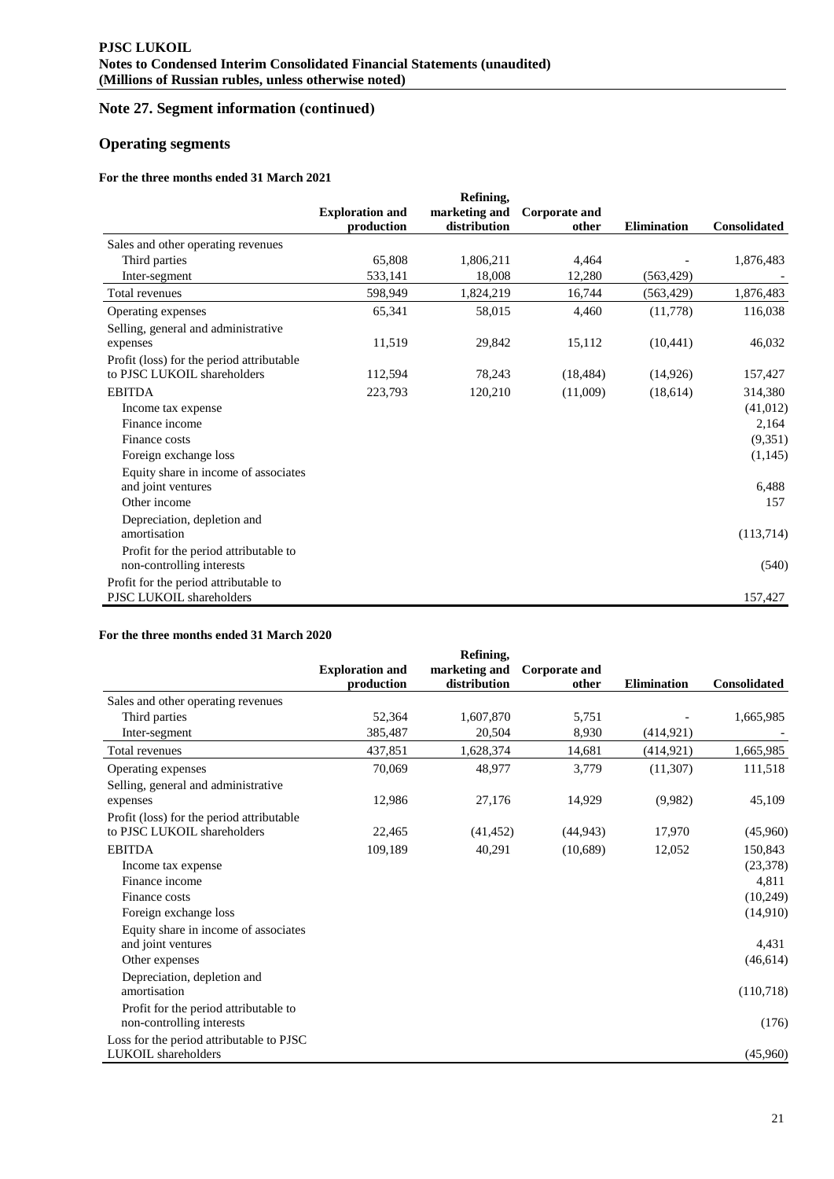## Note 27. Segment information (continued)

## Operating segments

**For the three months ended 31 March 2021**

| | Exploration and production | Refining, marketing and distribution | Corporate and other | Elimination | Consolidated |
|---|---|---|---|---|---|
| Sales and other operating revenues | | | | | |
| Third parties | 65,808 | 1,806,211 | 4,464 | - | 1,876,483 |
| Inter-segment | 533,141 | 18,008 | 12,280 | (563,429) | - |
| Total revenues | 598,949 | 1,824,219 | 16,744 | (563,429) | 1,876,483 |
| Operating expenses | 65,341 | 58,015 | 4,460 | (11,778) | 116,038 |
| Selling, general and administrative expenses | 11,519 | 29,842 | 15,112 | (10,441) | 46,032 |
| Profit (loss) for the period attributable to PJSC LUKOIL shareholders | 112,594 | 78,243 | (18,484) | (14,926) | 157,427 |
| EBITDA | 223,793 | 120,210 | (11,009) | (18,614) | 314,380 |
| Income tax expense | | | | | (41,012) |
| Finance income | | | | | 2,164 |
| Finance costs | | | | | (9,351) |
| Foreign exchange loss | | | | | (1,145) |
| Equity share in income of associates and joint ventures | | | | | 6,488 |
| Other income | | | | | 157 |
| Depreciation, depletion and amortisation | | | | | (113,714) |
| Profit for the period attributable to non-controlling interests | | | | | (540) |
| Profit for the period attributable to PJSC LUKOIL shareholders | | | | | 157,427 |

**For the three months ended 31 March 2020**

| | Exploration and production | Refining, marketing and distribution | Corporate and other | Elimination | Consolidated |
|---|---|---|---|---|---|
| Sales and other operating revenues | | | | | |
| Third parties | 52,364 | 1,607,870 | 5,751 | - | 1,665,985 |
| Inter-segment | 385,487 | 20,504 | 8,930 | (414,921) | - |
| Total revenues | 437,851 | 1,628,374 | 14,681 | (414,921) | 1,665,985 |
| Operating expenses | 70,069 | 48,977 | 3,779 | (11,307) | 111,518 |
| Selling, general and administrative expenses | 12,986 | 27,176 | 14,929 | (9,982) | 45,109 |
| Profit (loss) for the period attributable to PJSC LUKOIL shareholders | 22,465 | (41,452) | (44,943) | 17,970 | (45,960) |
| EBITDA | 109,189 | 40,291 | (10,689) | 12,052 | 150,843 |
| Income tax expense | | | | | (23,378) |
| Finance income | | | | | 4,811 |
| Finance costs | | | | | (10,249) |
| Foreign exchange loss | | | | | (14,910) |
| Equity share in income of associates and joint ventures | | | | | 4,431 |
| Other expenses | | | | | (46,614) |
| Depreciation, depletion and amortisation | | | | | (110,718) |
| Profit for the period attributable to non-controlling interests | | | | | (176) |
| Loss for the period attributable to PJSC LUKOIL shareholders | | | | | (45,960) |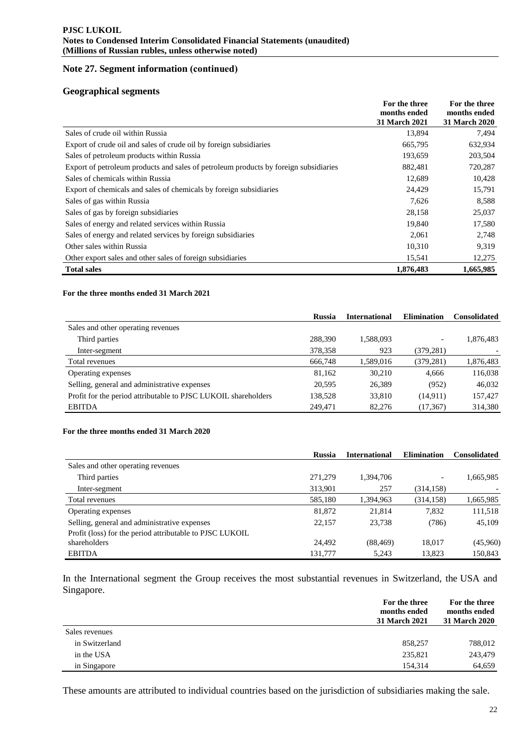## Note 27. Segment information (continued)

### Geographical segments

| | For the three months ended 31 March 2021 | For the three months ended 31 March 2020 |
|---|---|---|
| Sales of crude oil within Russia | 13,894 | 7,494 |
| Export of crude oil and sales of crude oil by foreign subsidiaries | 665,795 | 632,934 |
| Sales of petroleum products within Russia | 193,659 | 203,504 |
| Export of petroleum products and sales of petroleum products by foreign subsidiaries | 882,481 | 720,287 |
| Sales of chemicals within Russia | 12,689 | 10,428 |
| Export of chemicals and sales of chemicals by foreign subsidiaries | 24,429 | 15,791 |
| Sales of gas within Russia | 7,626 | 8,588 |
| Sales of gas by foreign subsidiaries | 28,158 | 25,037 |
| Sales of energy and related services within Russia | 19,840 | 17,580 |
| Sales of energy and related services by foreign subsidiaries | 2,061 | 2,748 |
| Other sales within Russia | 10,310 | 9,319 |
| Other export sales and other sales of foreign subsidiaries | 15,541 | 12,275 |
| **Total sales** | **1,876,483** | **1,665,985** |

**For the three months ended 31 March 2021**

| | Russia | International | Elimination | Consolidated |
|---|---|---|---|---|
| Sales and other operating revenues | | | | |
| Third parties | 288,390 | 1,588,093 | - | 1,876,483 |
| Inter-segment | 378,358 | 923 | (379,281) | - |
| Total revenues | 666,748 | 1,589,016 | (379,281) | 1,876,483 |
| Operating expenses | 81,162 | 30,210 | 4,666 | 116,038 |
| Selling, general and administrative expenses | 20,595 | 26,389 | (952) | 46,032 |
| Profit for the period attributable to PJSC LUKOIL shareholders | 138,528 | 33,810 | (14,911) | 157,427 |
| EBITDA | 249,471 | 82,276 | (17,367) | 314,380 |

**For the three months ended 31 March 2020**

| | Russia | International | Elimination | Consolidated |
|---|---|---|---|---|
| Sales and other operating revenues | | | | |
| Third parties | 271,279 | 1,394,706 | - | 1,665,985 |
| Inter-segment | 313,901 | 257 | (314,158) | - |
| Total revenues | 585,180 | 1,394,963 | (314,158) | 1,665,985 |
| Operating expenses | 81,872 | 21,814 | 7,832 | 111,518 |
| Selling, general and administrative expenses | 22,157 | 23,738 | (786) | 45,109 |
| Profit (loss) for the period attributable to PJSC LUKOIL shareholders | 24,492 | (88,469) | 18,017 | (45,960) |
| EBITDA | 131,777 | 5,243 | 13,823 | 150,843 |

In the International segment the Group receives the most substantial revenues in Switzerland, the USA and Singapore.

| | For the three months ended 31 March 2021 | For the three months ended 31 March 2020 |
|---|---|---|
| Sales revenues | | |
| in Switzerland | 858,257 | 788,012 |
| in the USA | 235,821 | 243,479 |
| in Singapore | 154,314 | 64,659 |

These amounts are attributed to individual countries based on the jurisdiction of subsidiaries making the sale.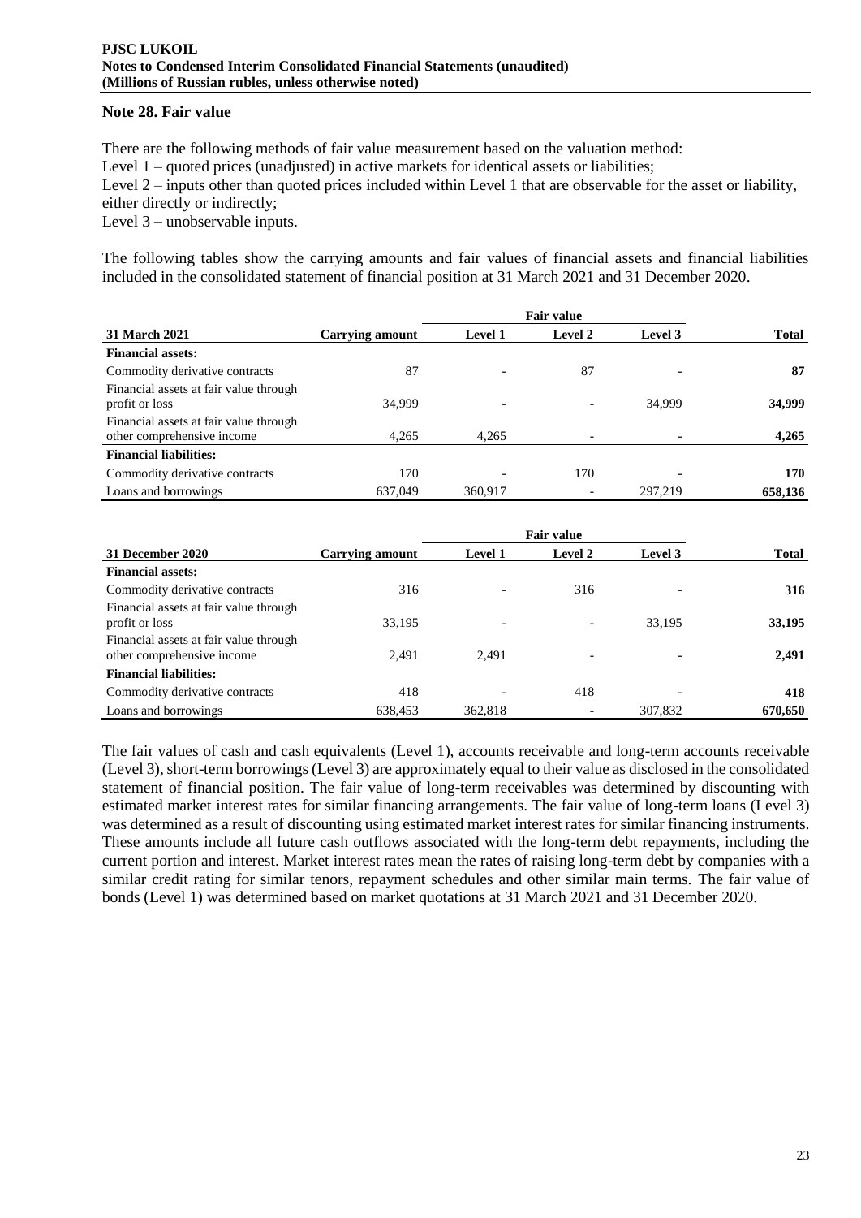## Note 28. Fair value

There are the following methods of fair value measurement based on the valuation method:
Level 1 – quoted prices (unadjusted) in active markets for identical assets or liabilities;
Level 2 – inputs other than quoted prices included within Level 1 that are observable for the asset or liability, either directly or indirectly;
Level 3 – unobservable inputs.

The following tables show the carrying amounts and fair values of financial assets and financial liabilities included in the consolidated statement of financial position at 31 March 2021 and 31 December 2020.

| | | Fair value | | | |
|---|---|---|---|---|---|
| **31 March 2021** | **Carrying amount** | **Level 1** | **Level 2** | **Level 3** | **Total** |
| **Financial assets:** | | | | | |
| Commodity derivative contracts | 87 | - | 87 | - | **87** |
| Financial assets at fair value through profit or loss | 34,999 | - | - | 34,999 | **34,999** |
| Financial assets at fair value through other comprehensive income | 4,265 | 4,265 | - | - | **4,265** |
| **Financial liabilities:** | | | | | |
| Commodity derivative contracts | 170 | - | 170 | - | **170** |
| Loans and borrowings | 637,049 | 360,917 | - | 297,219 | **658,136** |

| | | Fair value | | | |
|---|---|---|---|---|---|
| **31 December 2020** | **Carrying amount** | **Level 1** | **Level 2** | **Level 3** | **Total** |
| **Financial assets:** | | | | | |
| Commodity derivative contracts | 316 | - | 316 | - | **316** |
| Financial assets at fair value through profit or loss | 33,195 | - | - | 33,195 | **33,195** |
| Financial assets at fair value through other comprehensive income | 2,491 | 2,491 | - | - | **2,491** |
| **Financial liabilities:** | | | | | |
| Commodity derivative contracts | 418 | - | 418 | - | **418** |
| Loans and borrowings | 638,453 | 362,818 | - | 307,832 | **670,650** |

The fair values of cash and cash equivalents (Level 1), accounts receivable and long-term accounts receivable (Level 3), short-term borrowings (Level 3) are approximately equal to their value as disclosed in the consolidated statement of financial position. The fair value of long-term receivables was determined by discounting with estimated market interest rates for similar financing arrangements. The fair value of long-term loans (Level 3) was determined as a result of discounting using estimated market interest rates for similar financing instruments. These amounts include all future cash outflows associated with the long-term debt repayments, including the current portion and interest. Market interest rates mean the rates of raising long-term debt by companies with a similar credit rating for similar tenors, repayment schedules and other similar main terms. The fair value of bonds (Level 1) was determined based on market quotations at 31 March 2021 and 31 December 2020.